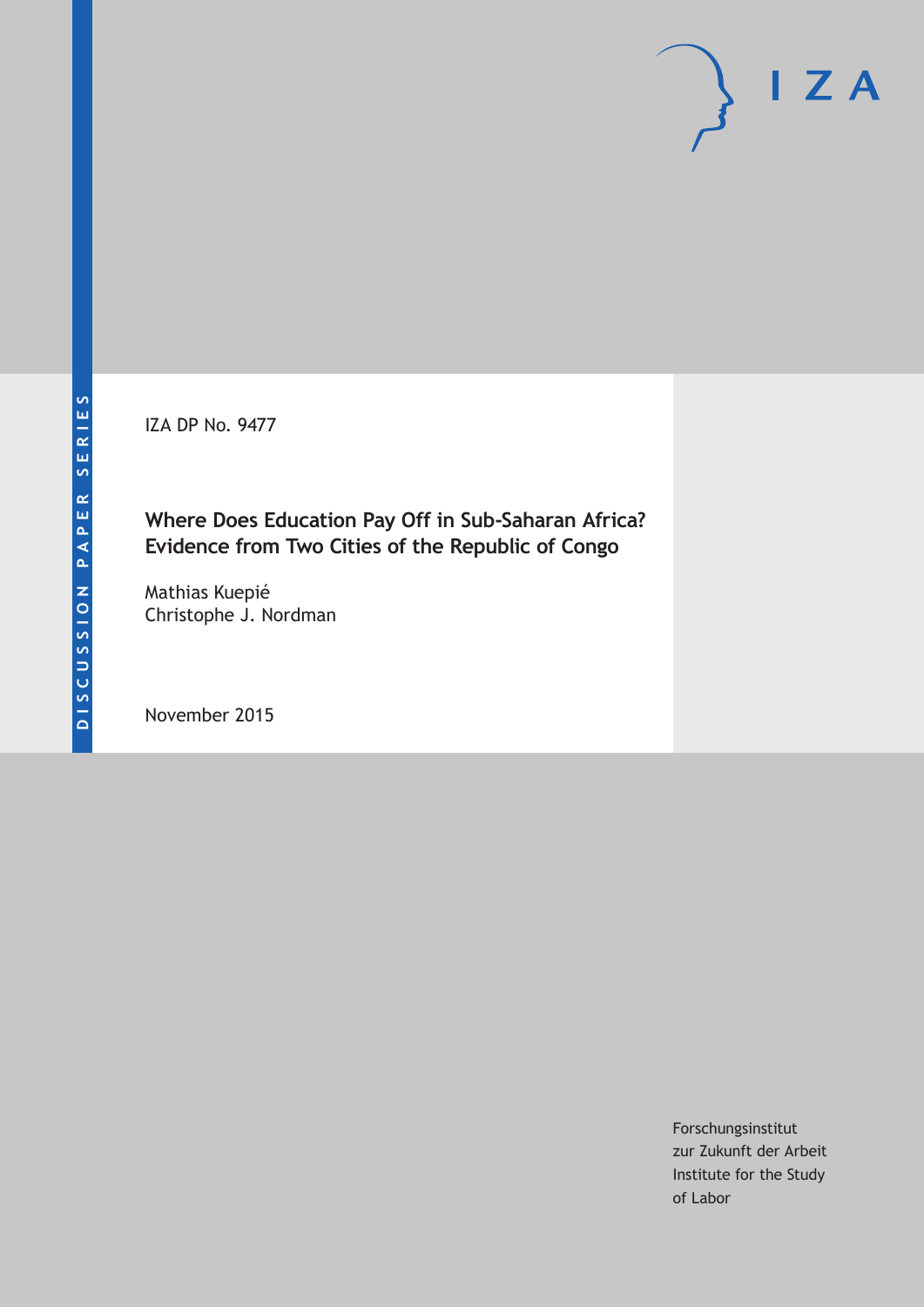IZA DP No. 9477

# Where Does Education Pay Off in Sub-Saharan Africa? Evidence from Two Cities of the Republic of Congo

Mathias Kuepié
Christophe J. Nordman

November 2015

Forschungsinstitut
zur Zukunft der Arbeit
Institute for the Study
of Labor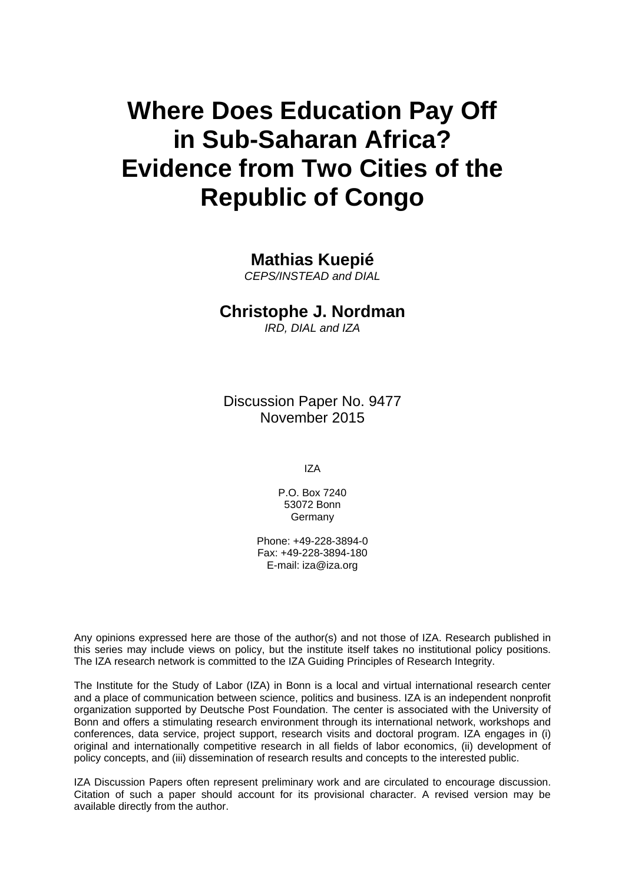# Where Does Education Pay Off in Sub-Saharan Africa? Evidence from Two Cities of the Republic of Congo

**Mathias Kuepié**
*CEPS/INSTEAD and DIAL*

**Christophe J. Nordman**
*IRD, DIAL and IZA*

Discussion Paper No. 9477
November 2015

IZA

P.O. Box 7240
53072 Bonn
Germany

Phone: +49-228-3894-0
Fax: +49-228-3894-180
E-mail: iza@iza.org

Any opinions expressed here are those of the author(s) and not those of IZA. Research published in this series may include views on policy, but the institute itself takes no institutional policy positions. The IZA research network is committed to the IZA Guiding Principles of Research Integrity.

The Institute for the Study of Labor (IZA) in Bonn is a local and virtual international research center and a place of communication between science, politics and business. IZA is an independent nonprofit organization supported by Deutsche Post Foundation. The center is associated with the University of Bonn and offers a stimulating research environment through its international network, workshops and conferences, data service, project support, research visits and doctoral program. IZA engages in (i) original and internationally competitive research in all fields of labor economics, (ii) development of policy concepts, and (iii) dissemination of research results and concepts to the interested public.

IZA Discussion Papers often represent preliminary work and are circulated to encourage discussion. Citation of such a paper should account for its provisional character. A revised version may be available directly from the author.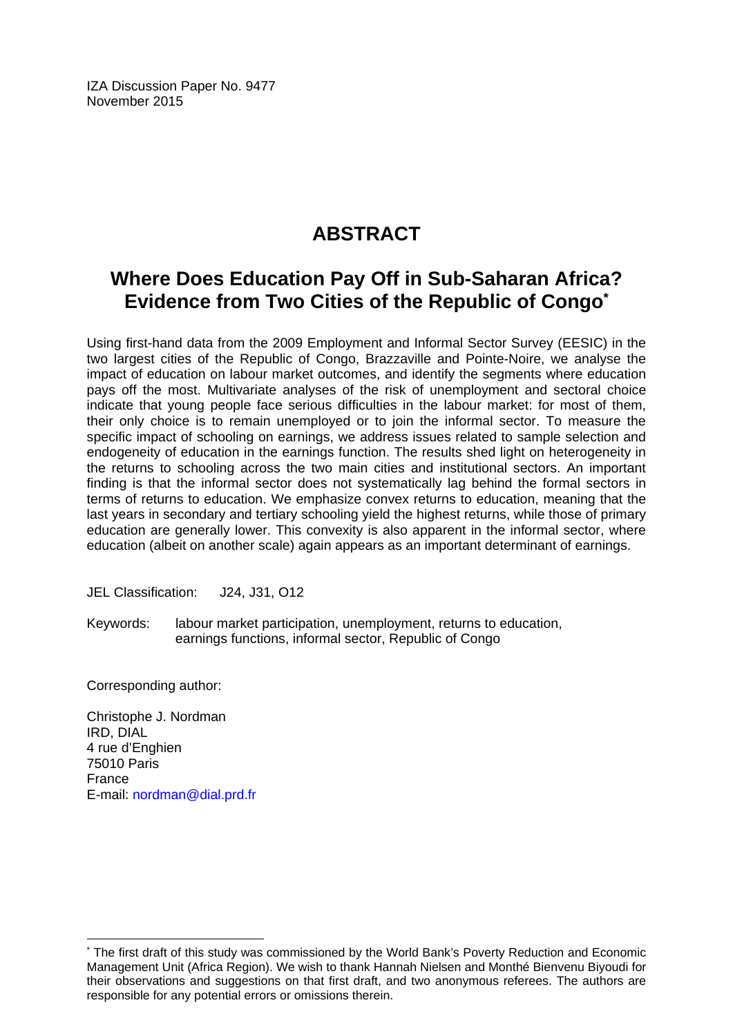IZA Discussion Paper No. 9477
November 2015

# ABSTRACT

## Where Does Education Pay Off in Sub-Saharan Africa? Evidence from Two Cities of the Republic of Congo[*]

Using first-hand data from the 2009 Employment and Informal Sector Survey (EESIC) in the two largest cities of the Republic of Congo, Brazzaville and Pointe-Noire, we analyse the impact of education on labour market outcomes, and identify the segments where education pays off the most. Multivariate analyses of the risk of unemployment and sectoral choice indicate that young people face serious difficulties in the labour market: for most of them, their only choice is to remain unemployed or to join the informal sector. To measure the specific impact of schooling on earnings, we address issues related to sample selection and endogeneity of education in the earnings function. The results shed light on heterogeneity in the returns to schooling across the two main cities and institutional sectors. An important finding is that the informal sector does not systematically lag behind the formal sectors in terms of returns to education. We emphasize convex returns to education, meaning that the last years in secondary and tertiary schooling yield the highest returns, while those of primary education are generally lower. This convexity is also apparent in the informal sector, where education (albeit on another scale) again appears as an important determinant of earnings.

JEL Classification: J24, J31, O12

Keywords: labour market participation, unemployment, returns to education, earnings functions, informal sector, Republic of Congo

Corresponding author:

Christophe J. Nordman
IRD, DIAL
4 rue d'Enghien
75010 Paris
France
E-mail: nordman@dial.prd.fr

[*] The first draft of this study was commissioned by the World Bank's Poverty Reduction and Economic Management Unit (Africa Region). We wish to thank Hannah Nielsen and Monthé Bienvenu Biyoudi for their observations and suggestions on that first draft, and two anonymous referees. The authors are responsible for any potential errors or omissions therein.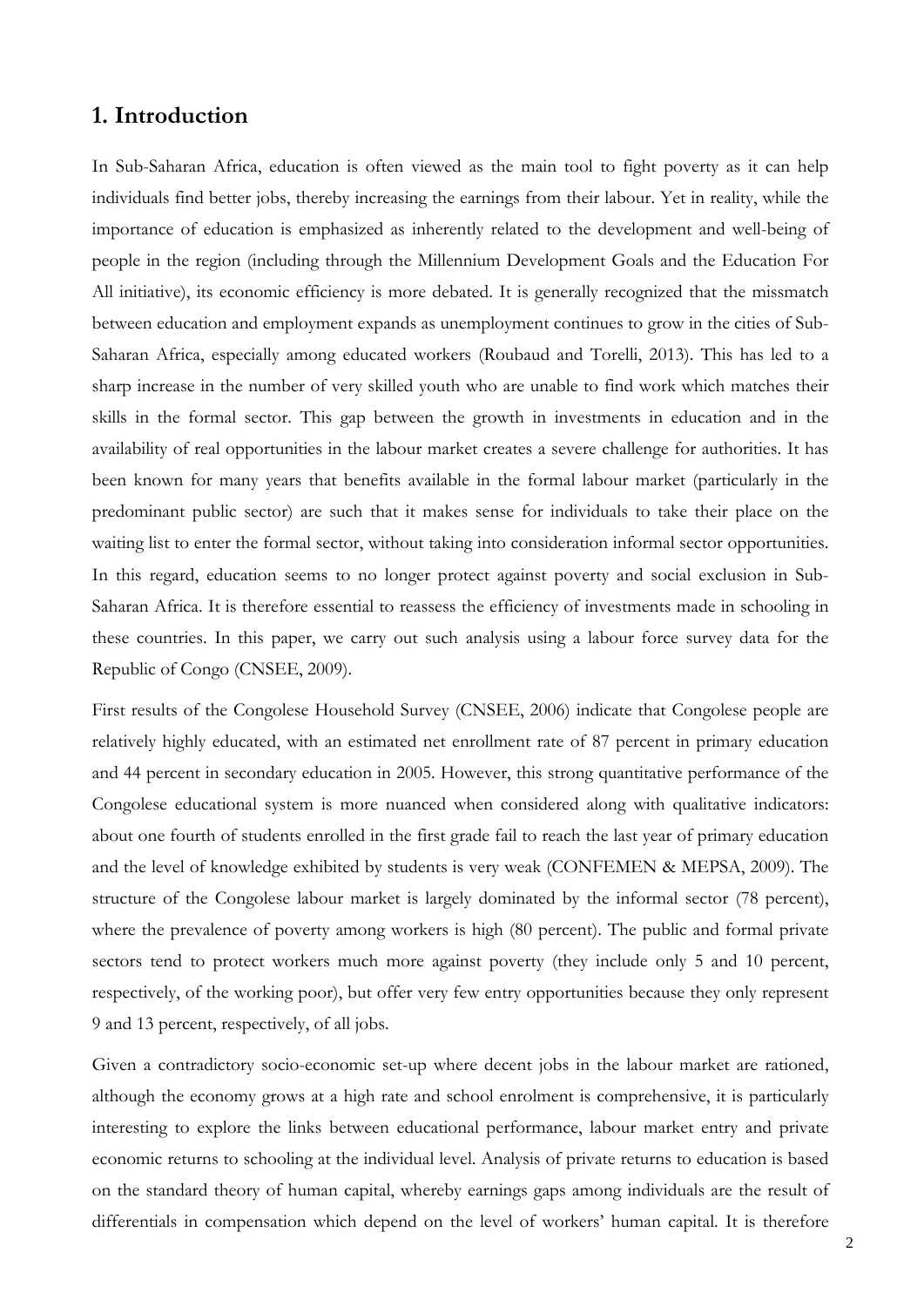## 1. Introduction

In Sub-Saharan Africa, education is often viewed as the main tool to fight poverty as it can help individuals find better jobs, thereby increasing the earnings from their labour. Yet in reality, while the importance of education is emphasized as inherently related to the development and well-being of people in the region (including through the Millennium Development Goals and the Education For All initiative), its economic efficiency is more debated. It is generally recognized that the missmatch between education and employment expands as unemployment continues to grow in the cities of Sub-Saharan Africa, especially among educated workers (Roubaud and Torelli, 2013). This has led to a sharp increase in the number of very skilled youth who are unable to find work which matches their skills in the formal sector. This gap between the growth in investments in education and in the availability of real opportunities in the labour market creates a severe challenge for authorities. It has been known for many years that benefits available in the formal labour market (particularly in the predominant public sector) are such that it makes sense for individuals to take their place on the waiting list to enter the formal sector, without taking into consideration informal sector opportunities. In this regard, education seems to no longer protect against poverty and social exclusion in Sub-Saharan Africa. It is therefore essential to reassess the efficiency of investments made in schooling in these countries. In this paper, we carry out such analysis using a labour force survey data for the Republic of Congo (CNSEE, 2009).

First results of the Congolese Household Survey (CNSEE, 2006) indicate that Congolese people are relatively highly educated, with an estimated net enrollment rate of 87 percent in primary education and 44 percent in secondary education in 2005. However, this strong quantitative performance of the Congolese educational system is more nuanced when considered along with qualitative indicators: about one fourth of students enrolled in the first grade fail to reach the last year of primary education and the level of knowledge exhibited by students is very weak (CONFEMEN & MEPSA, 2009). The structure of the Congolese labour market is largely dominated by the informal sector (78 percent), where the prevalence of poverty among workers is high (80 percent). The public and formal private sectors tend to protect workers much more against poverty (they include only 5 and 10 percent, respectively, of the working poor), but offer very few entry opportunities because they only represent 9 and 13 percent, respectively, of all jobs.

Given a contradictory socio-economic set-up where decent jobs in the labour market are rationed, although the economy grows at a high rate and school enrolment is comprehensive, it is particularly interesting to explore the links between educational performance, labour market entry and private economic returns to schooling at the individual level. Analysis of private returns to education is based on the standard theory of human capital, whereby earnings gaps among individuals are the result of differentials in compensation which depend on the level of workers' human capital. It is therefore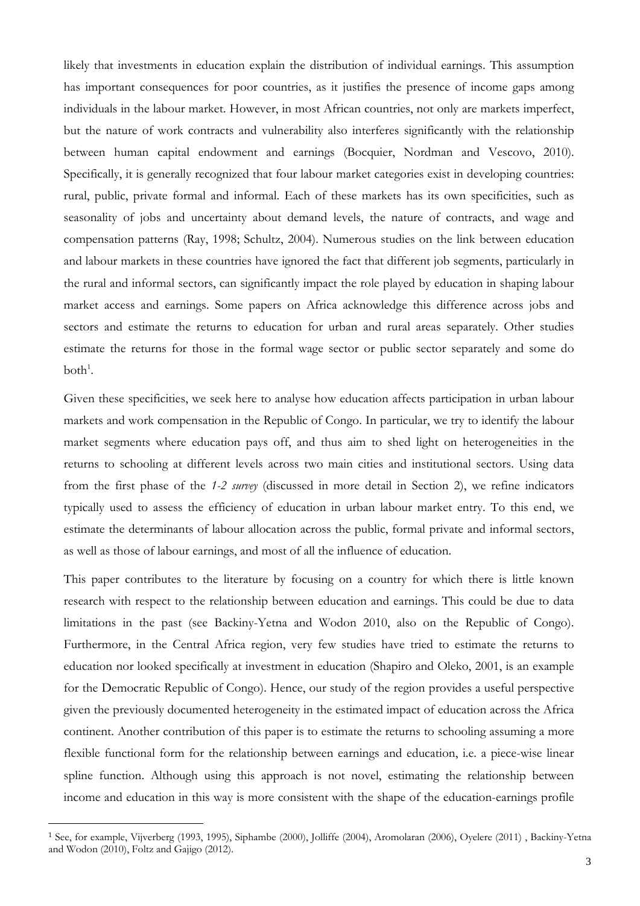likely that investments in education explain the distribution of individual earnings. This assumption has important consequences for poor countries, as it justifies the presence of income gaps among individuals in the labour market. However, in most African countries, not only are markets imperfect, but the nature of work contracts and vulnerability also interferes significantly with the relationship between human capital endowment and earnings (Bocquier, Nordman and Vescovo, 2010). Specifically, it is generally recognized that four labour market categories exist in developing countries: rural, public, private formal and informal. Each of these markets has its own specificities, such as seasonality of jobs and uncertainty about demand levels, the nature of contracts, and wage and compensation patterns (Ray, 1998; Schultz, 2004). Numerous studies on the link between education and labour markets in these countries have ignored the fact that different job segments, particularly in the rural and informal sectors, can significantly impact the role played by education in shaping labour market access and earnings. Some papers on Africa acknowledge this difference across jobs and sectors and estimate the returns to education for urban and rural areas separately. Other studies estimate the returns for those in the formal wage sector or public sector separately and some do both[1].

Given these specificities, we seek here to analyse how education affects participation in urban labour markets and work compensation in the Republic of Congo. In particular, we try to identify the labour market segments where education pays off, and thus aim to shed light on heterogeneities in the returns to schooling at different levels across two main cities and institutional sectors. Using data from the first phase of the *1-2 survey* (discussed in more detail in Section 2), we refine indicators typically used to assess the efficiency of education in urban labour market entry. To this end, we estimate the determinants of labour allocation across the public, formal private and informal sectors, as well as those of labour earnings, and most of all the influence of education.

This paper contributes to the literature by focusing on a country for which there is little known research with respect to the relationship between education and earnings. This could be due to data limitations in the past (see Backiny-Yetna and Wodon 2010, also on the Republic of Congo). Furthermore, in the Central Africa region, very few studies have tried to estimate the returns to education nor looked specifically at investment in education (Shapiro and Oleko, 2001, is an example for the Democratic Republic of Congo). Hence, our study of the region provides a useful perspective given the previously documented heterogeneity in the estimated impact of education across the Africa continent. Another contribution of this paper is to estimate the returns to schooling assuming a more flexible functional form for the relationship between earnings and education, i.e. a piece-wise linear spline function. Although using this approach is not novel, estimating the relationship between income and education in this way is more consistent with the shape of the education-earnings profile

---

[1] See, for example, Vijverberg (1993, 1995), Siphambe (2000), Jolliffe (2004), Aromolaran (2006), Oyelere (2011) , Backiny-Yetna and Wodon (2010), Foltz and Gajigo (2012).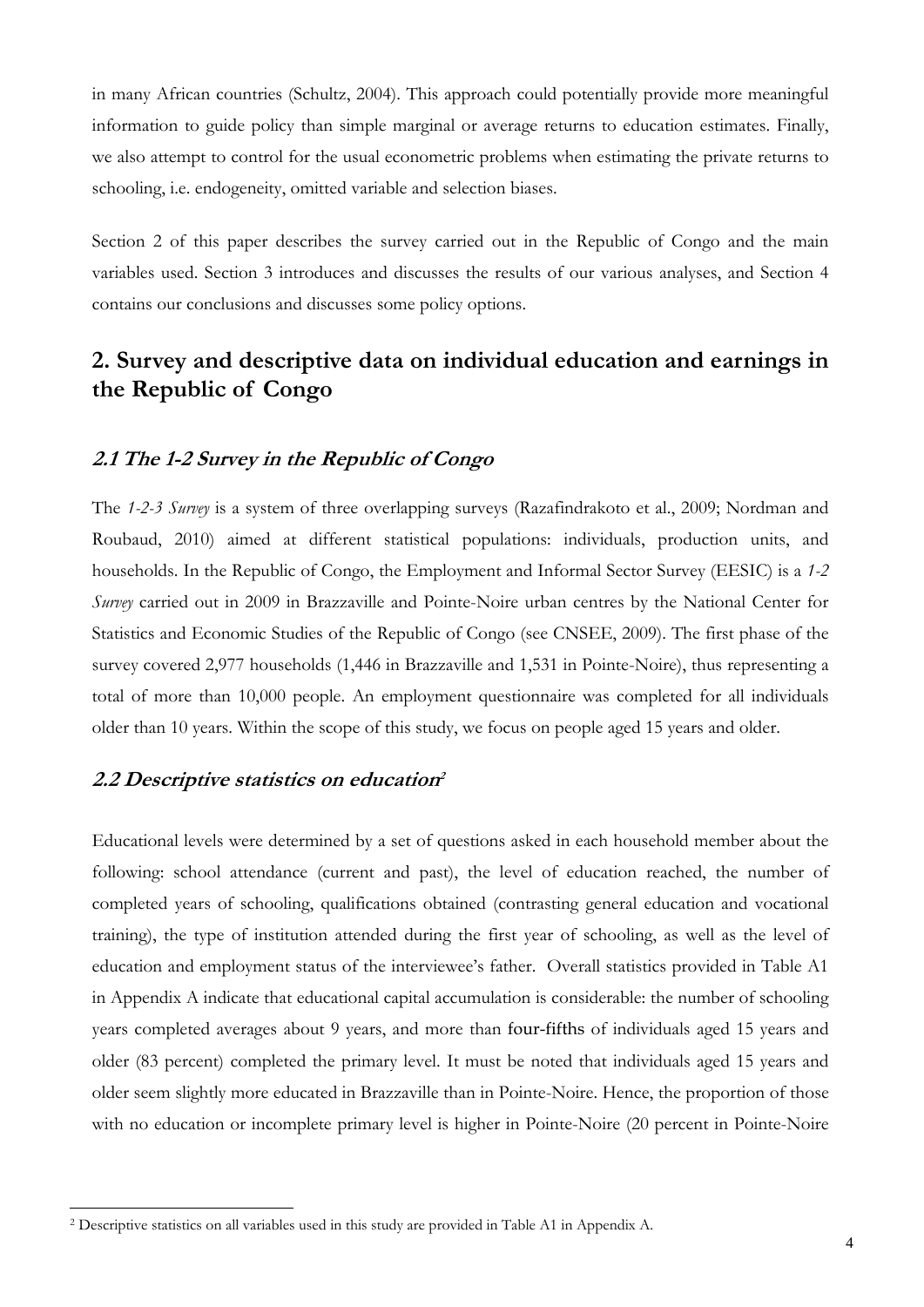in many African countries (Schultz, 2004). This approach could potentially provide more meaningful information to guide policy than simple marginal or average returns to education estimates. Finally, we also attempt to control for the usual econometric problems when estimating the private returns to schooling, i.e. endogeneity, omitted variable and selection biases.

Section 2 of this paper describes the survey carried out in the Republic of Congo and the main variables used. Section 3 introduces and discusses the results of our various analyses, and Section 4 contains our conclusions and discusses some policy options.

## 2. Survey and descriptive data on individual education and earnings in the Republic of Congo

### *2.1 The 1-2 Survey in the Republic of Congo*

The *1-2-3 Survey* is a system of three overlapping surveys (Razafindrakoto et al., 2009; Nordman and Roubaud, 2010) aimed at different statistical populations: individuals, production units, and households. In the Republic of Congo, the Employment and Informal Sector Survey (EESIC) is a *1-2 Survey* carried out in 2009 in Brazzaville and Pointe-Noire urban centres by the National Center for Statistics and Economic Studies of the Republic of Congo (see CNSEE, 2009). The first phase of the survey covered 2,977 households (1,446 in Brazzaville and 1,531 in Pointe-Noire), thus representing a total of more than 10,000 people. An employment questionnaire was completed for all individuals older than 10 years. Within the scope of this study, we focus on people aged 15 years and older.

### *2.2 Descriptive statistics on education*[2]

Educational levels were determined by a set of questions asked in each household member about the following: school attendance (current and past), the level of education reached, the number of completed years of schooling, qualifications obtained (contrasting general education and vocational training), the type of institution attended during the first year of schooling, as well as the level of education and employment status of the interviewee's father. Overall statistics provided in Table A1 in Appendix A indicate that educational capital accumulation is considerable: the number of schooling years completed averages about 9 years, and more than four-fifths of individuals aged 15 years and older (83 percent) completed the primary level. It must be noted that individuals aged 15 years and older seem slightly more educated in Brazzaville than in Pointe-Noire. Hence, the proportion of those with no education or incomplete primary level is higher in Pointe-Noire (20 percent in Pointe-Noire

---

[2] Descriptive statistics on all variables used in this study are provided in Table A1 in Appendix A.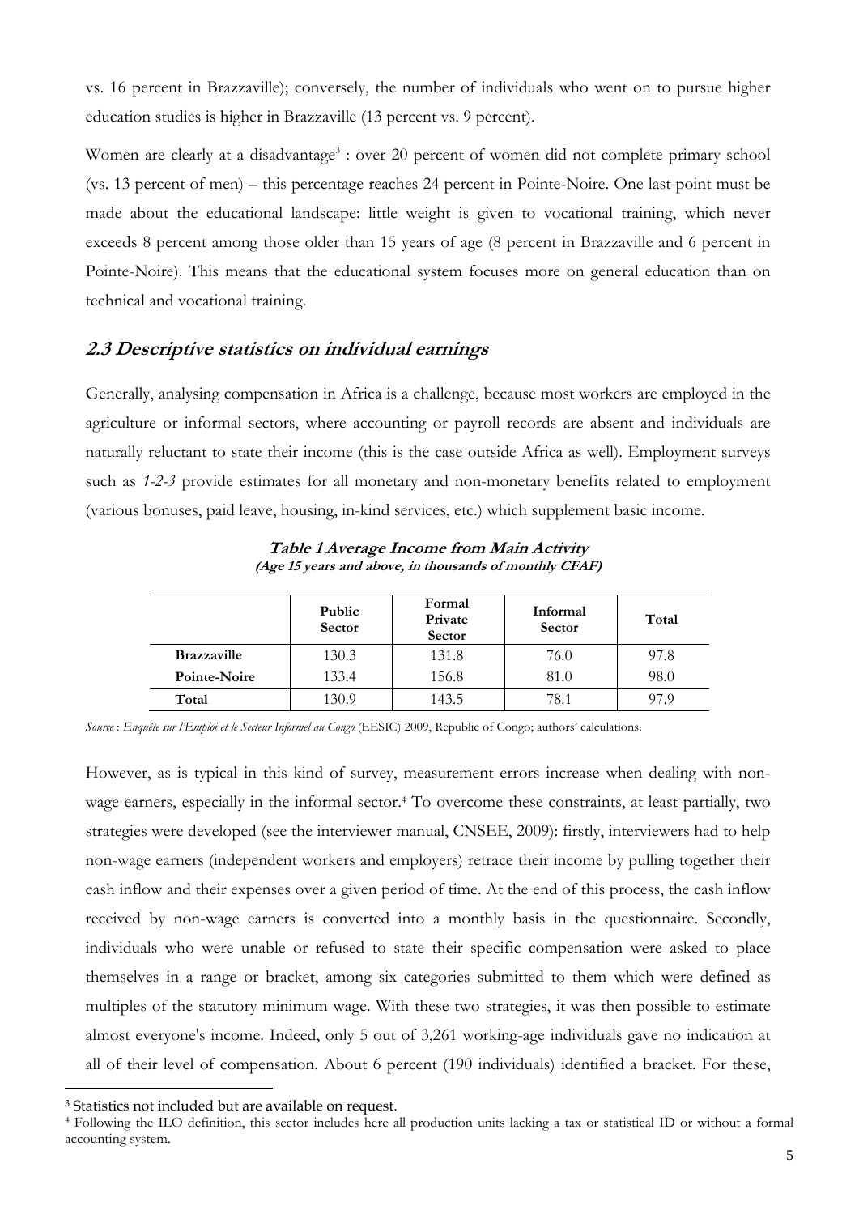vs. 16 percent in Brazzaville); conversely, the number of individuals who went on to pursue higher education studies is higher in Brazzaville (13 percent vs. 9 percent).

Women are clearly at a disadvantage[3] : over 20 percent of women did not complete primary school (vs. 13 percent of men) – this percentage reaches 24 percent in Pointe-Noire. One last point must be made about the educational landscape: little weight is given to vocational training, which never exceeds 8 percent among those older than 15 years of age (8 percent in Brazzaville and 6 percent in Pointe-Noire). This means that the educational system focuses more on general education than on technical and vocational training.

## 2.3 Descriptive statistics on individual earnings

Generally, analysing compensation in Africa is a challenge, because most workers are employed in the agriculture or informal sectors, where accounting or payroll records are absent and individuals are naturally reluctant to state their income (this is the case outside Africa as well). Employment surveys such as *1-2-3* provide estimates for all monetary and non-monetary benefits related to employment (various bonuses, paid leave, housing, in-kind services, etc.) which supplement basic income.

**Table 1 Average Income from Main Activity**
***(Age 15 years and above, in thousands of monthly CFAF)***

| | Public Sector | Formal Private Sector | Informal Sector | Total |
|---|---|---|---|---|
| **Brazzaville** | 130.3 | 131.8 | 76.0 | 97.8 |
| **Pointe-Noire** | 133.4 | 156.8 | 81.0 | 98.0 |
| **Total** | 130.9 | 143.5 | 78.1 | 97.9 |

*Source* : *Enquête sur l'Emploi et le Secteur Informel au Congo* (EESIC) 2009, Republic of Congo; authors' calculations.

However, as is typical in this kind of survey, measurement errors increase when dealing with non-wage earners, especially in the informal sector.[4] To overcome these constraints, at least partially, two strategies were developed (see the interviewer manual, CNSEE, 2009): firstly, interviewers had to help non-wage earners (independent workers and employers) retrace their income by pulling together their cash inflow and their expenses over a given period of time. At the end of this process, the cash inflow received by non-wage earners is converted into a monthly basis in the questionnaire. Secondly, individuals who were unable or refused to state their specific compensation were asked to place themselves in a range or bracket, among six categories submitted to them which were defined as multiples of the statutory minimum wage. With these two strategies, it was then possible to estimate almost everyone's income. Indeed, only 5 out of 3,261 working-age individuals gave no indication at all of their level of compensation. About 6 percent (190 individuals) identified a bracket. For these,

[3] Statistics not included but are available on request.

[4] Following the ILO definition, this sector includes here all production units lacking a tax or statistical ID or without a formal accounting system.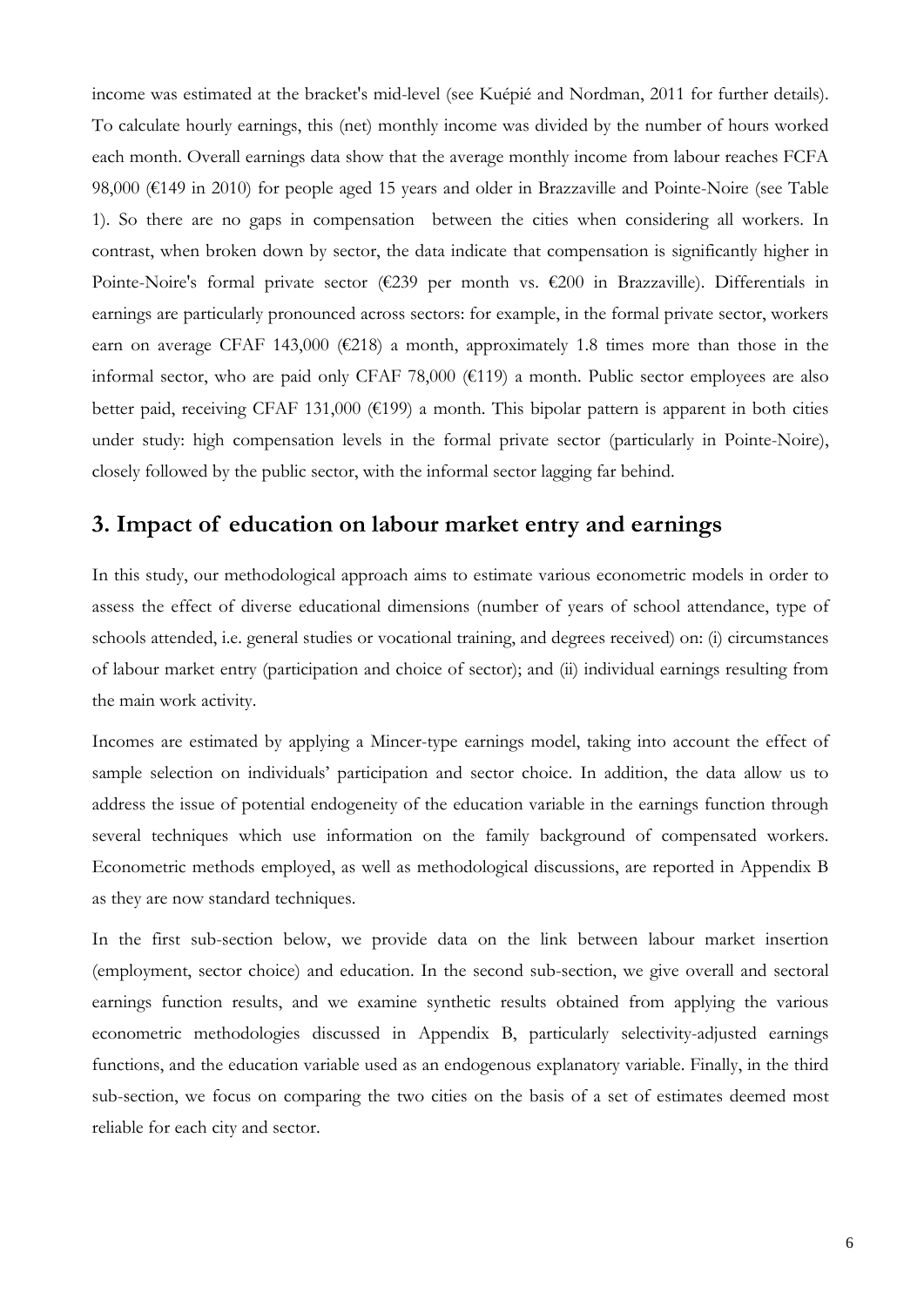income was estimated at the bracket's mid-level (see Kuépié and Nordman, 2011 for further details). To calculate hourly earnings, this (net) monthly income was divided by the number of hours worked each month. Overall earnings data show that the average monthly income from labour reaches FCFA 98,000 (€149 in 2010) for people aged 15 years and older in Brazzaville and Pointe-Noire (see Table 1). So there are no gaps in compensation between the cities when considering all workers. In contrast, when broken down by sector, the data indicate that compensation is significantly higher in Pointe-Noire's formal private sector (€239 per month vs. €200 in Brazzaville). Differentials in earnings are particularly pronounced across sectors: for example, in the formal private sector, workers earn on average CFAF 143,000 (€218) a month, approximately 1.8 times more than those in the informal sector, who are paid only CFAF 78,000 (€119) a month. Public sector employees are also better paid, receiving CFAF 131,000 (€199) a month. This bipolar pattern is apparent in both cities under study: high compensation levels in the formal private sector (particularly in Pointe-Noire), closely followed by the public sector, with the informal sector lagging far behind.

## 3. Impact of education on labour market entry and earnings

In this study, our methodological approach aims to estimate various econometric models in order to assess the effect of diverse educational dimensions (number of years of school attendance, type of schools attended, i.e. general studies or vocational training, and degrees received) on: (i) circumstances of labour market entry (participation and choice of sector); and (ii) individual earnings resulting from the main work activity.

Incomes are estimated by applying a Mincer-type earnings model, taking into account the effect of sample selection on individuals' participation and sector choice. In addition, the data allow us to address the issue of potential endogeneity of the education variable in the earnings function through several techniques which use information on the family background of compensated workers. Econometric methods employed, as well as methodological discussions, are reported in Appendix B as they are now standard techniques.

In the first sub-section below, we provide data on the link between labour market insertion (employment, sector choice) and education. In the second sub-section, we give overall and sectoral earnings function results, and we examine synthetic results obtained from applying the various econometric methodologies discussed in Appendix B, particularly selectivity-adjusted earnings functions, and the education variable used as an endogenous explanatory variable. Finally, in the third sub-section, we focus on comparing the two cities on the basis of a set of estimates deemed most reliable for each city and sector.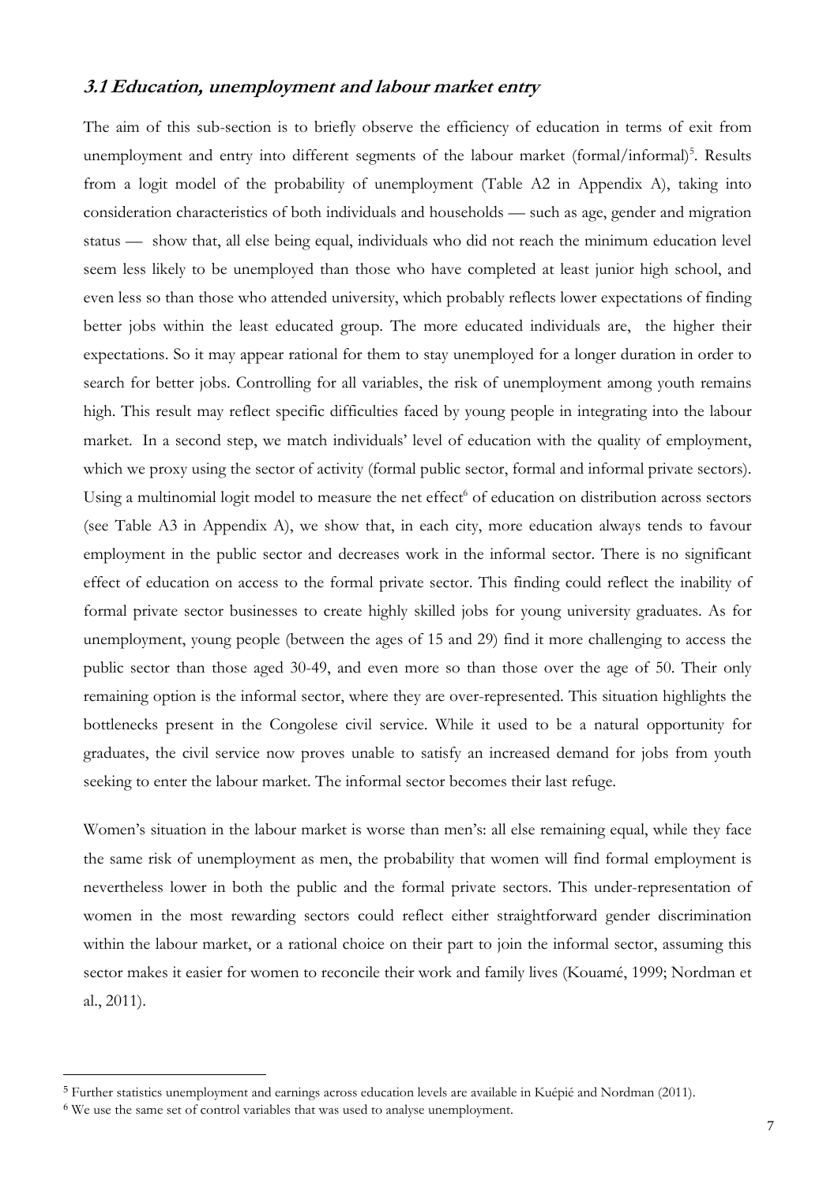### *3.1 Education, unemployment and labour market entry*

The aim of this sub-section is to briefly observe the efficiency of education in terms of exit from unemployment and entry into different segments of the labour market (formal/informal)[5]. Results from a logit model of the probability of unemployment (Table A2 in Appendix A), taking into consideration characteristics of both individuals and households — such as age, gender and migration status — show that, all else being equal, individuals who did not reach the minimum education level seem less likely to be unemployed than those who have completed at least junior high school, and even less so than those who attended university, which probably reflects lower expectations of finding better jobs within the least educated group. The more educated individuals are, the higher their expectations. So it may appear rational for them to stay unemployed for a longer duration in order to search for better jobs. Controlling for all variables, the risk of unemployment among youth remains high. This result may reflect specific difficulties faced by young people in integrating into the labour market. In a second step, we match individuals' level of education with the quality of employment, which we proxy using the sector of activity (formal public sector, formal and informal private sectors). Using a multinomial logit model to measure the net effect[6] of education on distribution across sectors (see Table A3 in Appendix A), we show that, in each city, more education always tends to favour employment in the public sector and decreases work in the informal sector. There is no significant effect of education on access to the formal private sector. This finding could reflect the inability of formal private sector businesses to create highly skilled jobs for young university graduates. As for unemployment, young people (between the ages of 15 and 29) find it more challenging to access the public sector than those aged 30-49, and even more so than those over the age of 50. Their only remaining option is the informal sector, where they are over-represented. This situation highlights the bottlenecks present in the Congolese civil service. While it used to be a natural opportunity for graduates, the civil service now proves unable to satisfy an increased demand for jobs from youth seeking to enter the labour market. The informal sector becomes their last refuge.

Women's situation in the labour market is worse than men's: all else remaining equal, while they face the same risk of unemployment as men, the probability that women will find formal employment is nevertheless lower in both the public and the formal private sectors. This under-representation of women in the most rewarding sectors could reflect either straightforward gender discrimination within the labour market, or a rational choice on their part to join the informal sector, assuming this sector makes it easier for women to reconcile their work and family lives (Kouamé, 1999; Nordman et al., 2011).

---

[5] Further statistics unemployment and earnings across education levels are available in Kuépié and Nordman (2011).

[6] We use the same set of control variables that was used to analyse unemployment.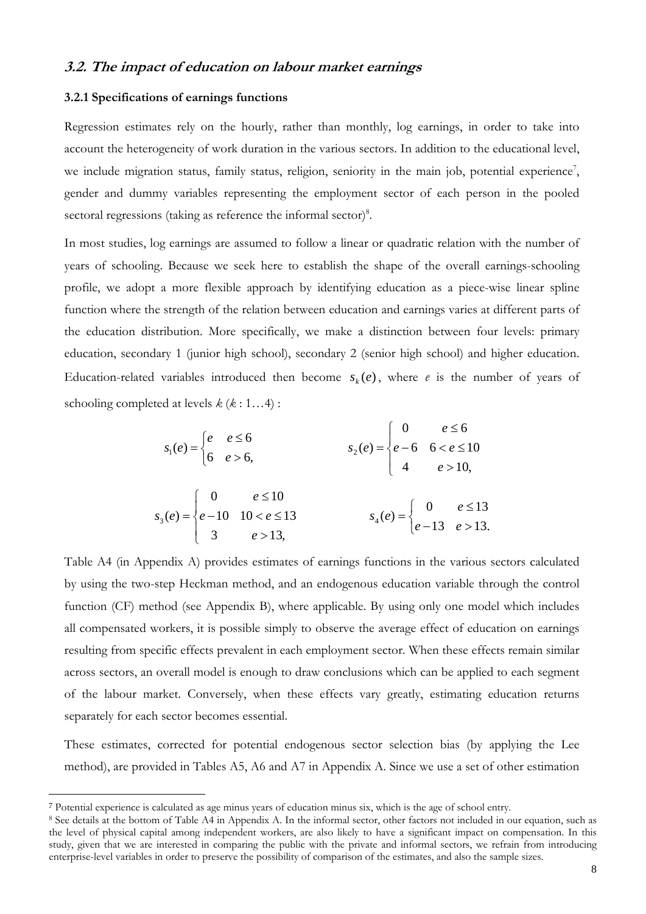## 3.2. The impact of education on labour market earnings

### 3.2.1 Specifications of earnings functions

Regression estimates rely on the hourly, rather than monthly, log earnings, in order to take into account the heterogeneity of work duration in the various sectors. In addition to the educational level, we include migration status, family status, religion, seniority in the main job, potential experience[7], gender and dummy variables representing the employment sector of each person in the pooled sectoral regressions (taking as reference the informal sector)[8].

In most studies, log earnings are assumed to follow a linear or quadratic relation with the number of years of schooling. Because we seek here to establish the shape of the overall earnings-schooling profile, we adopt a more flexible approach by identifying education as a piece-wise linear spline function where the strength of the relation between education and earnings varies at different parts of the education distribution. More specifically, we make a distinction between four levels: primary education, secondary 1 (junior high school), secondary 2 (senior high school) and higher education. Education-related variables introduced then become $s_k(e)$, where $e$ is the number of years of schooling completed at levels $k$ ($k$ : 1…4) :

$$s_1(e) = \begin{cases} e & e \leq 6 \\ 6 & e > 6, \end{cases} \qquad s_2(e) = \begin{cases} 0 & e \leq 6 \\ e-6 & 6 < e \leq 10 \\ 4 & e > 10, \end{cases}$$

$$s_3(e) = \begin{cases} 0 & e \leq 10 \\ e-10 & 10 < e \leq 13 \\ 3 & e > 13, \end{cases} \qquad s_4(e) = \begin{cases} 0 & e \leq 13 \\ e-13 & e > 13. \end{cases}$$

Table A4 (in Appendix A) provides estimates of earnings functions in the various sectors calculated by using the two-step Heckman method, and an endogenous education variable through the control function (CF) method (see Appendix B), where applicable. By using only one model which includes all compensated workers, it is possible simply to observe the average effect of education on earnings resulting from specific effects prevalent in each employment sector. When these effects remain similar across sectors, an overall model is enough to draw conclusions which can be applied to each segment of the labour market. Conversely, when these effects vary greatly, estimating education returns separately for each sector becomes essential.

These estimates, corrected for potential endogenous sector selection bias (by applying the Lee method), are provided in Tables A5, A6 and A7 in Appendix A. Since we use a set of other estimation

---

[7] Potential experience is calculated as age minus years of education minus six, which is the age of school entry.

[8] See details at the bottom of Table A4 in Appendix A. In the informal sector, other factors not included in our equation, such as the level of physical capital among independent workers, are also likely to have a significant impact on compensation. In this study, given that we are interested in comparing the public with the private and informal sectors, we refrain from introducing enterprise-level variables in order to preserve the possibility of comparison of the estimates, and also the sample sizes.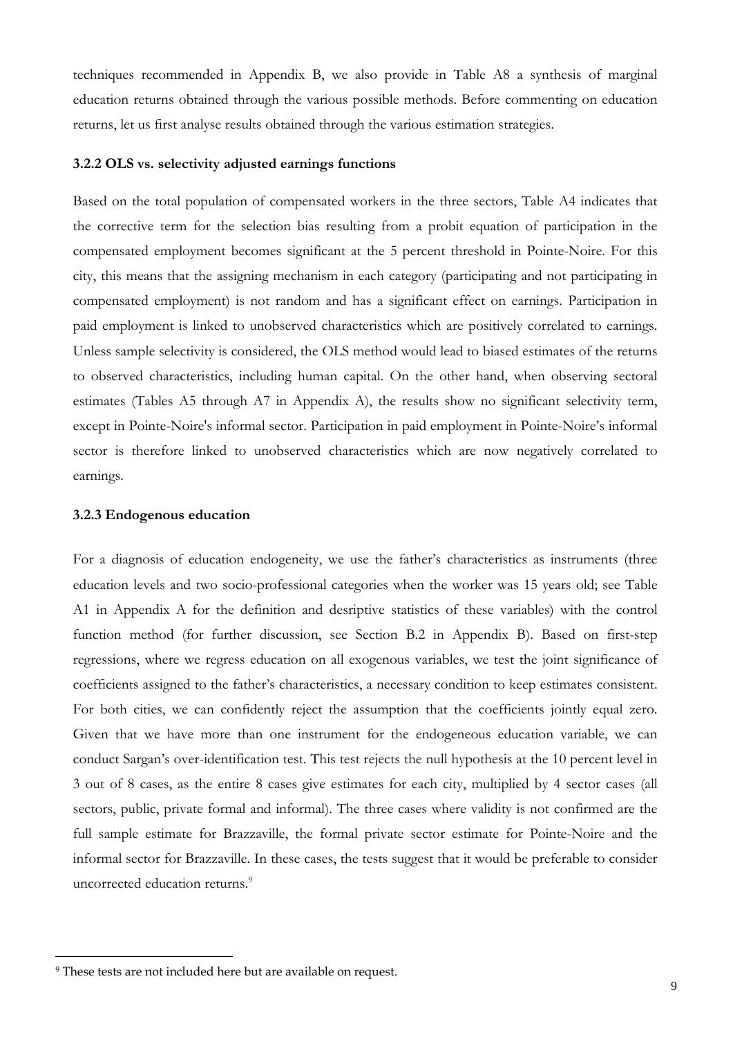techniques recommended in Appendix B, we also provide in Table A8 a synthesis of marginal education returns obtained through the various possible methods. Before commenting on education returns, let us first analyse results obtained through the various estimation strategies.

### 3.2.2 OLS vs. selectivity adjusted earnings functions

Based on the total population of compensated workers in the three sectors, Table A4 indicates that the corrective term for the selection bias resulting from a probit equation of participation in the compensated employment becomes significant at the 5 percent threshold in Pointe-Noire. For this city, this means that the assigning mechanism in each category (participating and not participating in compensated employment) is not random and has a significant effect on earnings. Participation in paid employment is linked to unobserved characteristics which are positively correlated to earnings. Unless sample selectivity is considered, the OLS method would lead to biased estimates of the returns to observed characteristics, including human capital. On the other hand, when observing sectoral estimates (Tables A5 through A7 in Appendix A), the results show no significant selectivity term, except in Pointe-Noire's informal sector. Participation in paid employment in Pointe-Noire's informal sector is therefore linked to unobserved characteristics which are now negatively correlated to earnings.

### 3.2.3 Endogenous education

For a diagnosis of education endogeneity, we use the father's characteristics as instruments (three education levels and two socio-professional categories when the worker was 15 years old; see Table A1 in Appendix A for the definition and desriptive statistics of these variables) with the control function method (for further discussion, see Section B.2 in Appendix B). Based on first-step regressions, where we regress education on all exogenous variables, we test the joint significance of coefficients assigned to the father's characteristics, a necessary condition to keep estimates consistent. For both cities, we can confidently reject the assumption that the coefficients jointly equal zero. Given that we have more than one instrument for the endogeneous education variable, we can conduct Sargan's over-identification test. This test rejects the null hypothesis at the 10 percent level in 3 out of 8 cases, as the entire 8 cases give estimates for each city, multiplied by 4 sector cases (all sectors, public, private formal and informal). The three cases where validity is not confirmed are the full sample estimate for Brazzaville, the formal private sector estimate for Pointe-Noire and the informal sector for Brazzaville. In these cases, the tests suggest that it would be preferable to consider uncorrected education returns.[9]

---

[9] These tests are not included here but are available on request.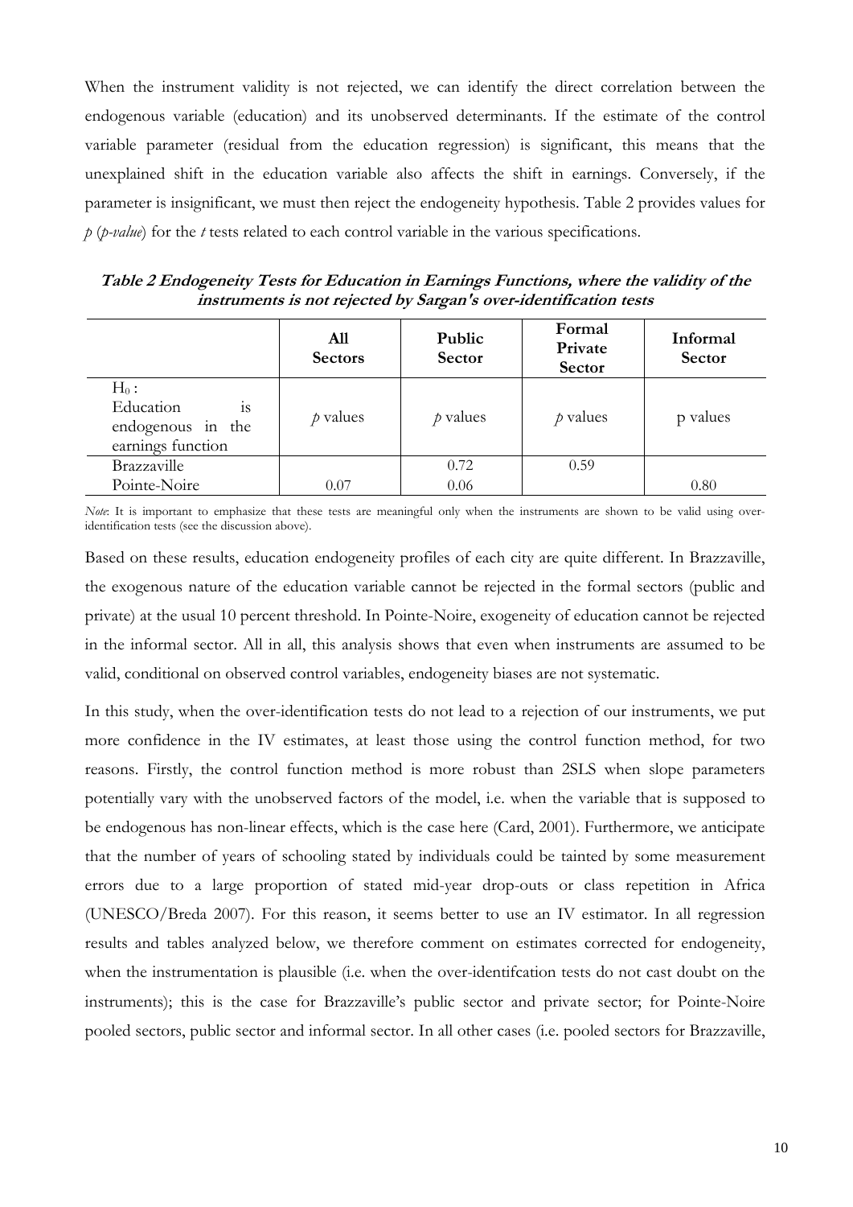When the instrument validity is not rejected, we can identify the direct correlation between the endogenous variable (education) and its unobserved determinants. If the estimate of the control variable parameter (residual from the education regression) is significant, this means that the unexplained shift in the education variable also affects the shift in earnings. Conversely, if the parameter is insignificant, we must then reject the endogeneity hypothesis. Table 2 provides values for *p* (*p-value*) for the *t* tests related to each control variable in the various specifications.

***Table 2 Endogeneity Tests for Education in Earnings Functions, where the validity of the instruments is not rejected by Sargan's over-identification tests***

| | **All Sectors** | **Public Sector** | **Formal Private Sector** | **Informal Sector** |
|---|---|---|---|---|
| $H_0$ : Education is endogenous in the earnings function | *p* values | *p* values | *p* values | p values |
| Brazzaville | | 0.72 | 0.59 | |
| Pointe-Noire | 0.07 | 0.06 | | 0.80 |

*Note*: It is important to emphasize that these tests are meaningful only when the instruments are shown to be valid using over-identification tests (see the discussion above).

Based on these results, education endogeneity profiles of each city are quite different. In Brazzaville, the exogenous nature of the education variable cannot be rejected in the formal sectors (public and private) at the usual 10 percent threshold. In Pointe-Noire, exogeneity of education cannot be rejected in the informal sector. All in all, this analysis shows that even when instruments are assumed to be valid, conditional on observed control variables, endogeneity biases are not systematic.

In this study, when the over-identification tests do not lead to a rejection of our instruments, we put more confidence in the IV estimates, at least those using the control function method, for two reasons. Firstly, the control function method is more robust than 2SLS when slope parameters potentially vary with the unobserved factors of the model, i.e. when the variable that is supposed to be endogenous has non-linear effects, which is the case here (Card, 2001). Furthermore, we anticipate that the number of years of schooling stated by individuals could be tainted by some measurement errors due to a large proportion of stated mid-year drop-outs or class repetition in Africa (UNESCO/Breda 2007). For this reason, it seems better to use an IV estimator. In all regression results and tables analyzed below, we therefore comment on estimates corrected for endogeneity, when the instrumentation is plausible (i.e. when the over-identifcation tests do not cast doubt on the instruments); this is the case for Brazzaville's public sector and private sector; for Pointe-Noire pooled sectors, public sector and informal sector. In all other cases (i.e. pooled sectors for Brazzaville,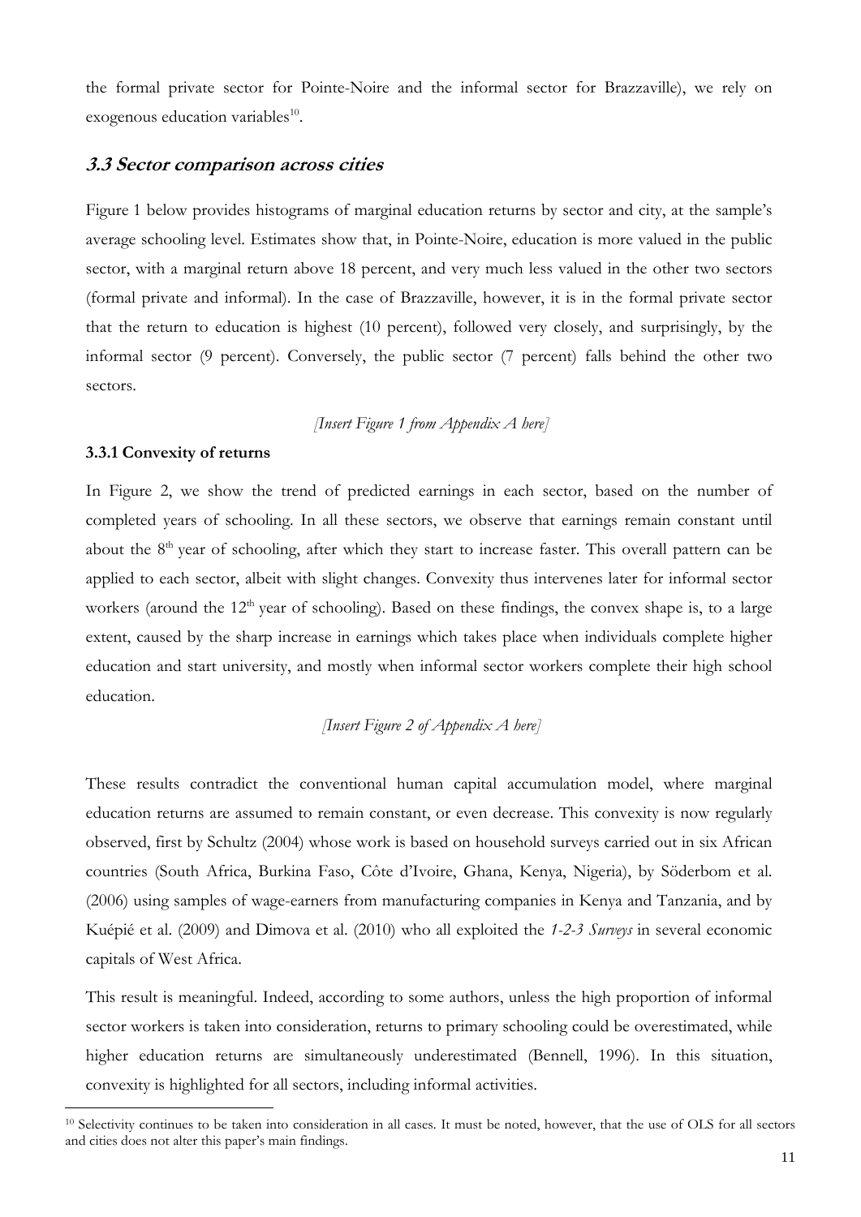the formal private sector for Pointe-Noire and the informal sector for Brazzaville), we rely on exogenous education variables[10].

### *3.3 Sector comparison across cities*

Figure 1 below provides histograms of marginal education returns by sector and city, at the sample's average schooling level. Estimates show that, in Pointe-Noire, education is more valued in the public sector, with a marginal return above 18 percent, and very much less valued in the other two sectors (formal private and informal). In the case of Brazzaville, however, it is in the formal private sector that the return to education is highest (10 percent), followed very closely, and surprisingly, by the informal sector (9 percent). Conversely, the public sector (7 percent) falls behind the other two sectors.

*[Insert Figure 1 from Appendix A here]*

#### 3.3.1 Convexity of returns

In Figure 2, we show the trend of predicted earnings in each sector, based on the number of completed years of schooling. In all these sectors, we observe that earnings remain constant until about the 8th year of schooling, after which they start to increase faster. This overall pattern can be applied to each sector, albeit with slight changes. Convexity thus intervenes later for informal sector workers (around the 12th year of schooling). Based on these findings, the convex shape is, to a large extent, caused by the sharp increase in earnings which takes place when individuals complete higher education and start university, and mostly when informal sector workers complete their high school education.

*[Insert Figure 2 of Appendix A here]*

These results contradict the conventional human capital accumulation model, where marginal education returns are assumed to remain constant, or even decrease. This convexity is now regularly observed, first by Schultz (2004) whose work is based on household surveys carried out in six African countries (South Africa, Burkina Faso, Côte d'Ivoire, Ghana, Kenya, Nigeria), by Söderbom et al. (2006) using samples of wage-earners from manufacturing companies in Kenya and Tanzania, and by Kuépié et al. (2009) and Dimova et al. (2010) who all exploited the *1-2-3 Surveys* in several economic capitals of West Africa.

This result is meaningful. Indeed, according to some authors, unless the high proportion of informal sector workers is taken into consideration, returns to primary schooling could be overestimated, while higher education returns are simultaneously underestimated (Bennell, 1996). In this situation, convexity is highlighted for all sectors, including informal activities.

---

[10] Selectivity continues to be taken into consideration in all cases. It must be noted, however, that the use of OLS for all sectors and cities does not alter this paper's main findings.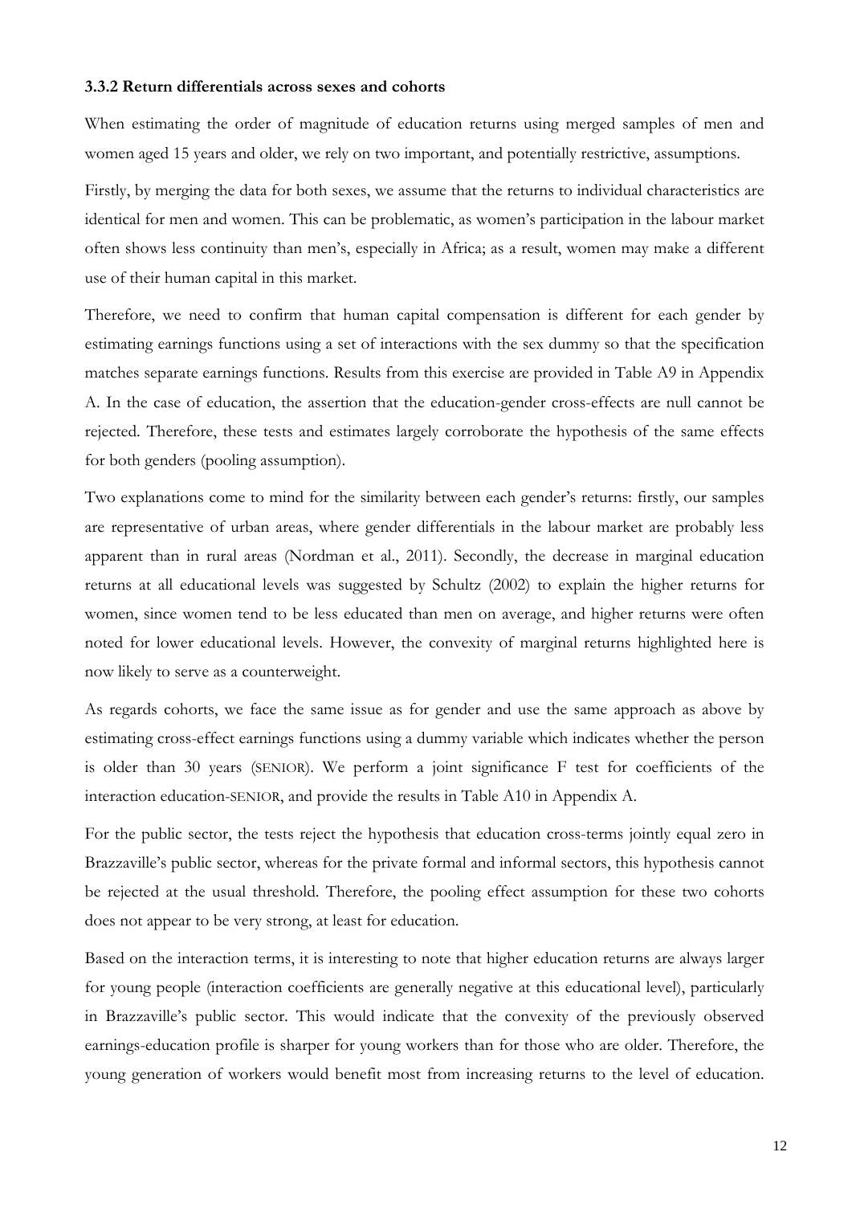### 3.3.2 Return differentials across sexes and cohorts

When estimating the order of magnitude of education returns using merged samples of men and women aged 15 years and older, we rely on two important, and potentially restrictive, assumptions.

Firstly, by merging the data for both sexes, we assume that the returns to individual characteristics are identical for men and women. This can be problematic, as women's participation in the labour market often shows less continuity than men's, especially in Africa; as a result, women may make a different use of their human capital in this market.

Therefore, we need to confirm that human capital compensation is different for each gender by estimating earnings functions using a set of interactions with the sex dummy so that the specification matches separate earnings functions. Results from this exercise are provided in Table A9 in Appendix A. In the case of education, the assertion that the education-gender cross-effects are null cannot be rejected. Therefore, these tests and estimates largely corroborate the hypothesis of the same effects for both genders (pooling assumption).

Two explanations come to mind for the similarity between each gender's returns: firstly, our samples are representative of urban areas, where gender differentials in the labour market are probably less apparent than in rural areas (Nordman et al., 2011). Secondly, the decrease in marginal education returns at all educational levels was suggested by Schultz (2002) to explain the higher returns for women, since women tend to be less educated than men on average, and higher returns were often noted for lower educational levels. However, the convexity of marginal returns highlighted here is now likely to serve as a counterweight.

As regards cohorts, we face the same issue as for gender and use the same approach as above by estimating cross-effect earnings functions using a dummy variable which indicates whether the person is older than 30 years (SENIOR). We perform a joint significance F test for coefficients of the interaction education-SENIOR, and provide the results in Table A10 in Appendix A.

For the public sector, the tests reject the hypothesis that education cross-terms jointly equal zero in Brazzaville's public sector, whereas for the private formal and informal sectors, this hypothesis cannot be rejected at the usual threshold. Therefore, the pooling effect assumption for these two cohorts does not appear to be very strong, at least for education.

Based on the interaction terms, it is interesting to note that higher education returns are always larger for young people (interaction coefficients are generally negative at this educational level), particularly in Brazzaville's public sector. This would indicate that the convexity of the previously observed earnings-education profile is sharper for young workers than for those who are older. Therefore, the young generation of workers would benefit most from increasing returns to the level of education.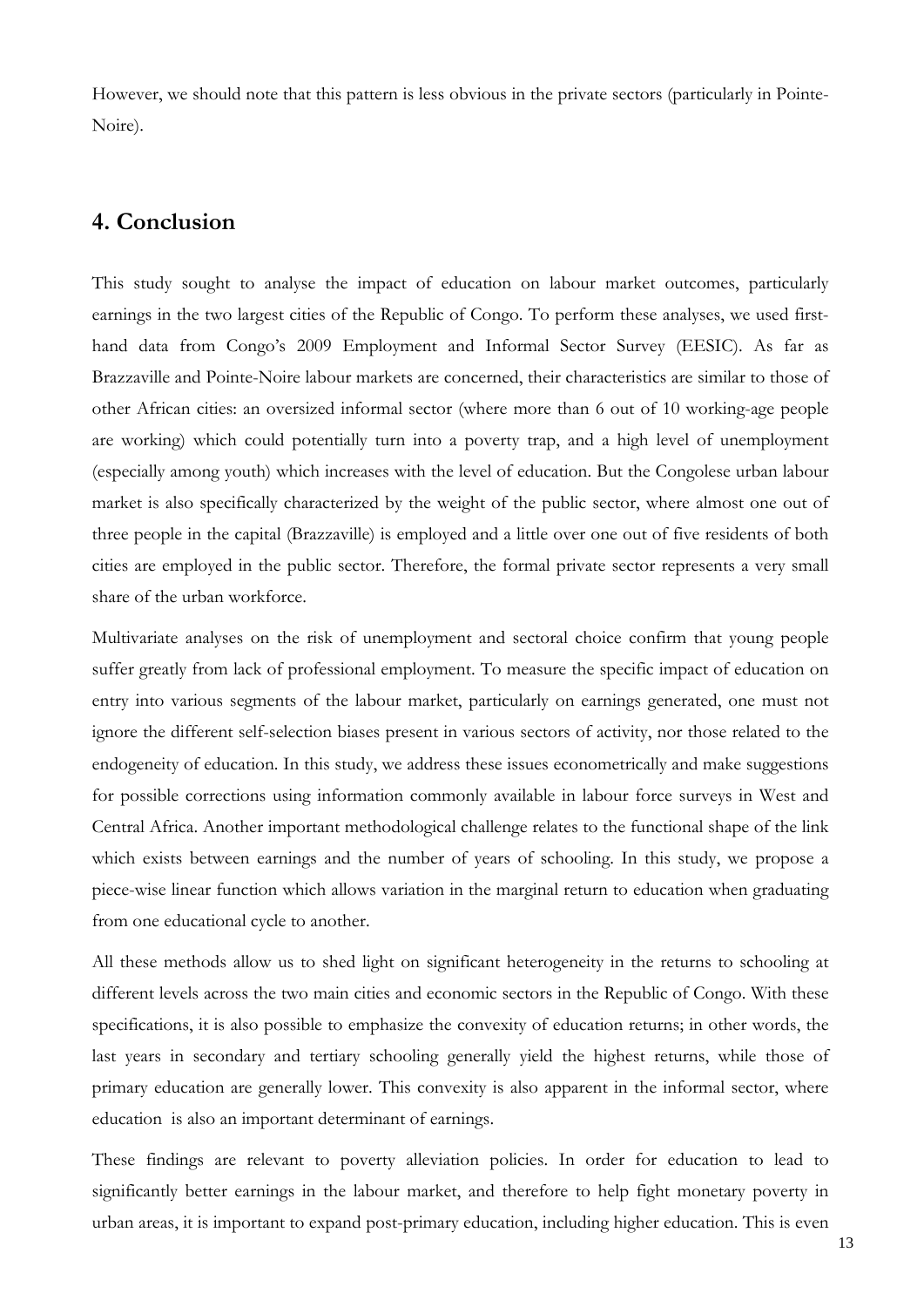However, we should note that this pattern is less obvious in the private sectors (particularly in Pointe-Noire).

## 4. Conclusion

This study sought to analyse the impact of education on labour market outcomes, particularly earnings in the two largest cities of the Republic of Congo. To perform these analyses, we used first-hand data from Congo's 2009 Employment and Informal Sector Survey (EESIC). As far as Brazzaville and Pointe-Noire labour markets are concerned, their characteristics are similar to those of other African cities: an oversized informal sector (where more than 6 out of 10 working-age people are working) which could potentially turn into a poverty trap, and a high level of unemployment (especially among youth) which increases with the level of education. But the Congolese urban labour market is also specifically characterized by the weight of the public sector, where almost one out of three people in the capital (Brazzaville) is employed and a little over one out of five residents of both cities are employed in the public sector. Therefore, the formal private sector represents a very small share of the urban workforce.

Multivariate analyses on the risk of unemployment and sectoral choice confirm that young people suffer greatly from lack of professional employment. To measure the specific impact of education on entry into various segments of the labour market, particularly on earnings generated, one must not ignore the different self-selection biases present in various sectors of activity, nor those related to the endogeneity of education. In this study, we address these issues econometrically and make suggestions for possible corrections using information commonly available in labour force surveys in West and Central Africa. Another important methodological challenge relates to the functional shape of the link which exists between earnings and the number of years of schooling. In this study, we propose a piece-wise linear function which allows variation in the marginal return to education when graduating from one educational cycle to another.

All these methods allow us to shed light on significant heterogeneity in the returns to schooling at different levels across the two main cities and economic sectors in the Republic of Congo. With these specifications, it is also possible to emphasize the convexity of education returns; in other words, the last years in secondary and tertiary schooling generally yield the highest returns, while those of primary education are generally lower. This convexity is also apparent in the informal sector, where education is also an important determinant of earnings.

These findings are relevant to poverty alleviation policies. In order for education to lead to significantly better earnings in the labour market, and therefore to help fight monetary poverty in urban areas, it is important to expand post-primary education, including higher education. This is even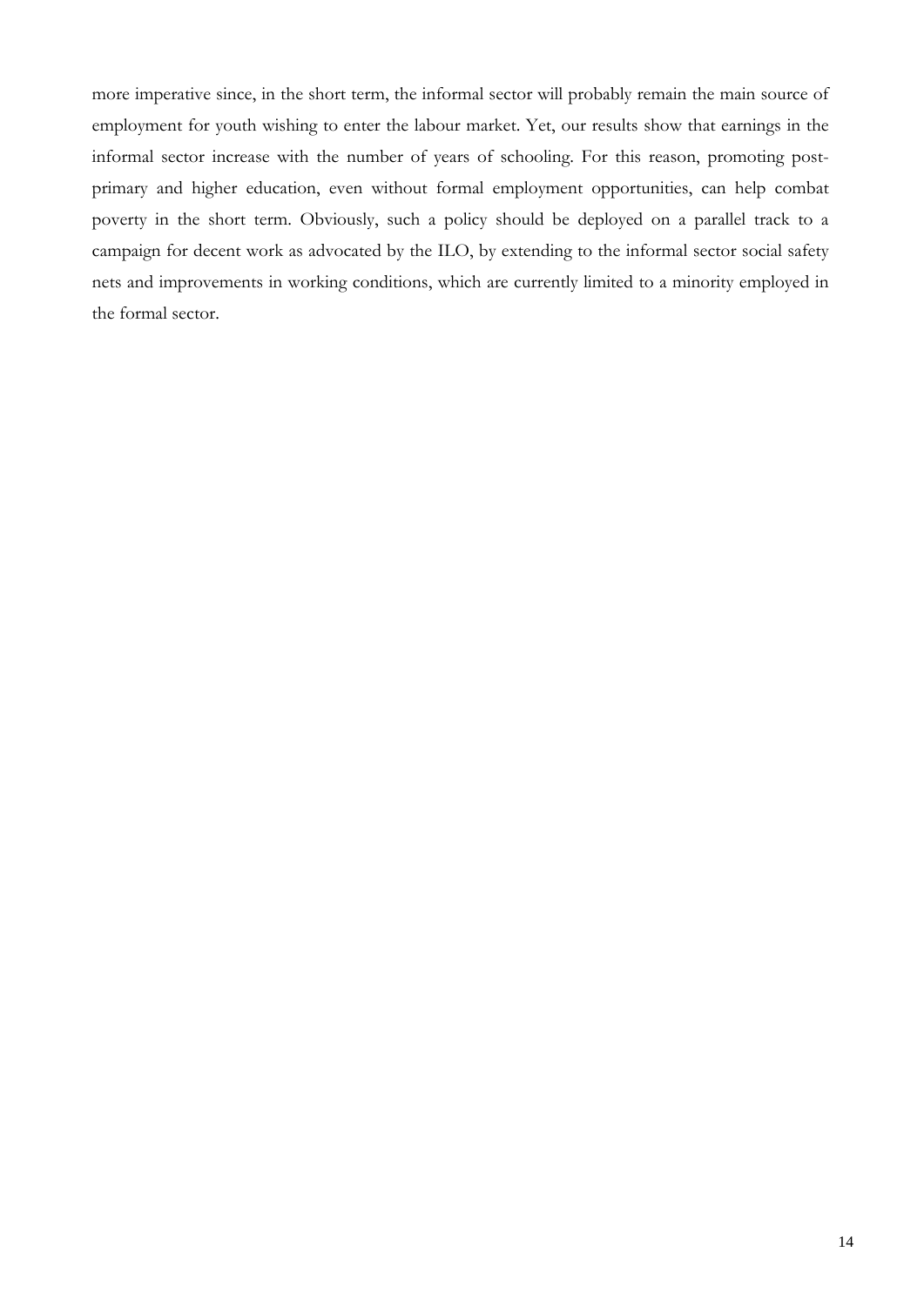more imperative since, in the short term, the informal sector will probably remain the main source of employment for youth wishing to enter the labour market. Yet, our results show that earnings in the informal sector increase with the number of years of schooling. For this reason, promoting post-primary and higher education, even without formal employment opportunities, can help combat poverty in the short term. Obviously, such a policy should be deployed on a parallel track to a campaign for decent work as advocated by the ILO, by extending to the informal sector social safety nets and improvements in working conditions, which are currently limited to a minority employed in the formal sector.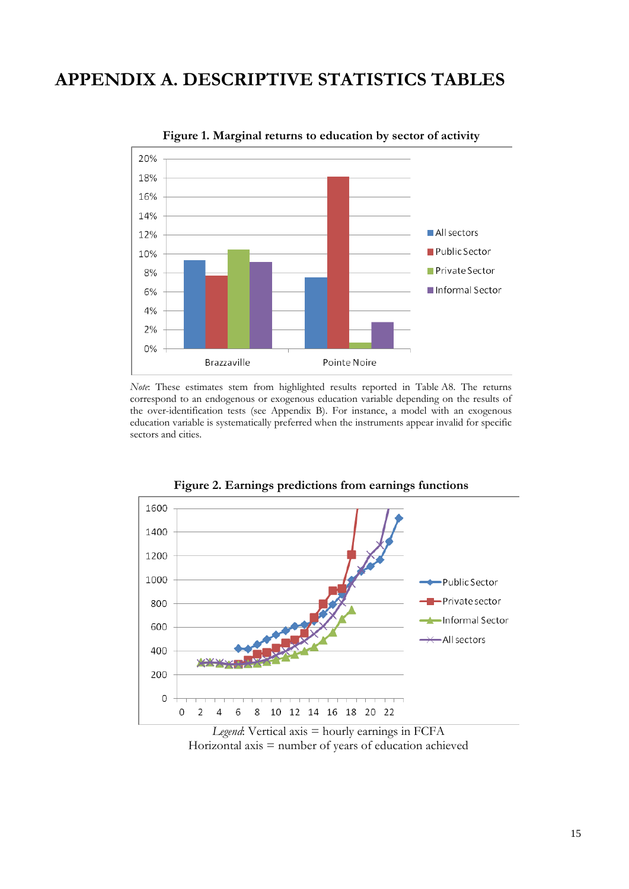# APPENDIX A. DESCRIPTIVE STATISTICS TABLES

**Figure 1. Marginal returns to education by sector of activity**

*Note*: These estimates stem from highlighted results reported in Table A8. The returns correspond to an endogenous or exogenous education variable depending on the results of the over-identification tests (see Appendix B). For instance, a model with an exogenous education variable is systematically preferred when the instruments appear invalid for specific sectors and cities.

**Figure 2. Earnings predictions from earnings functions**

*Legend*: Vertical axis = hourly earnings in FCFA
Horizontal axis = number of years of education achieved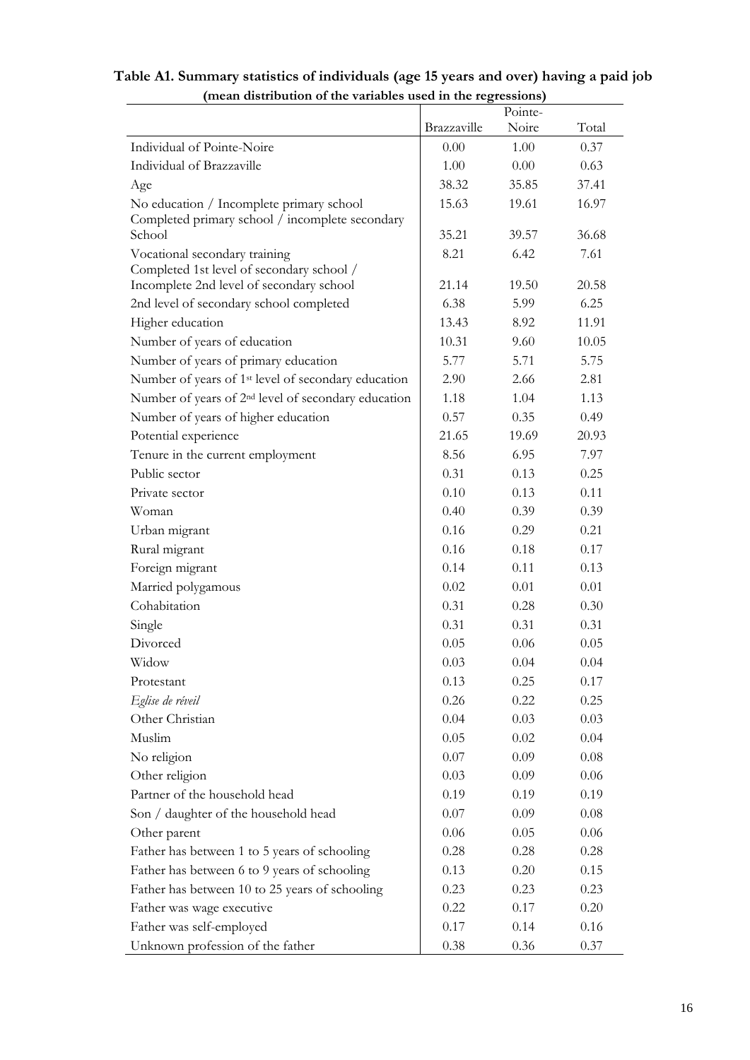**Table A1. Summary statistics of individuals (age 15 years and over) having a paid job (mean distribution of the variables used in the regressions)**

| | Brazzaville | Pointe-Noire | Total |
|---|---|---|---|
| Individual of Pointe-Noire | 0.00 | 1.00 | 0.37 |
| Individual of Brazzaville | 1.00 | 0.00 | 0.63 |
| Age | 38.32 | 35.85 | 37.41 |
| No education / Incomplete primary school | 15.63 | 19.61 | 16.97 |
| Completed primary school / incomplete secondary School | 35.21 | 39.57 | 36.68 |
| Vocational secondary training | 8.21 | 6.42 | 7.61 |
| Completed 1st level of secondary school / Incomplete 2nd level of secondary school | 21.14 | 19.50 | 20.58 |
| 2nd level of secondary school completed | 6.38 | 5.99 | 6.25 |
| Higher education | 13.43 | 8.92 | 11.91 |
| Number of years of education | 10.31 | 9.60 | 10.05 |
| Number of years of primary education | 5.77 | 5.71 | 5.75 |
| Number of years of 1st level of secondary education | 2.90 | 2.66 | 2.81 |
| Number of years of 2nd level of secondary education | 1.18 | 1.04 | 1.13 |
| Number of years of higher education | 0.57 | 0.35 | 0.49 |
| Potential experience | 21.65 | 19.69 | 20.93 |
| Tenure in the current employment | 8.56 | 6.95 | 7.97 |
| Public sector | 0.31 | 0.13 | 0.25 |
| Private sector | 0.10 | 0.13 | 0.11 |
| Woman | 0.40 | 0.39 | 0.39 |
| Urban migrant | 0.16 | 0.29 | 0.21 |
| Rural migrant | 0.16 | 0.18 | 0.17 |
| Foreign migrant | 0.14 | 0.11 | 0.13 |
| Married polygamous | 0.02 | 0.01 | 0.01 |
| Cohabitation | 0.31 | 0.28 | 0.30 |
| Single | 0.31 | 0.31 | 0.31 |
| Divorced | 0.05 | 0.06 | 0.05 |
| Widow | 0.03 | 0.04 | 0.04 |
| Protestant | 0.13 | 0.25 | 0.17 |
| *Eglise de réveil* | 0.26 | 0.22 | 0.25 |
| Other Christian | 0.04 | 0.03 | 0.03 |
| Muslim | 0.05 | 0.02 | 0.04 |
| No religion | 0.07 | 0.09 | 0.08 |
| Other religion | 0.03 | 0.09 | 0.06 |
| Partner of the household head | 0.19 | 0.19 | 0.19 |
| Son / daughter of the household head | 0.07 | 0.09 | 0.08 |
| Other parent | 0.06 | 0.05 | 0.06 |
| Father has between 1 to 5 years of schooling | 0.28 | 0.28 | 0.28 |
| Father has between 6 to 9 years of schooling | 0.13 | 0.20 | 0.15 |
| Father has between 10 to 25 years of schooling | 0.23 | 0.23 | 0.23 |
| Father was wage executive | 0.22 | 0.17 | 0.20 |
| Father was self-employed | 0.17 | 0.14 | 0.16 |
| Unknown profession of the father | 0.38 | 0.36 | 0.37 |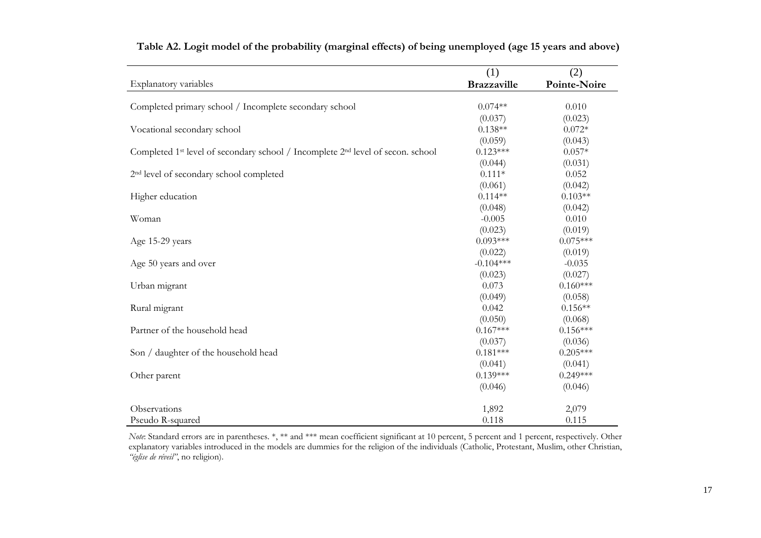**Table A2. Logit model of the probability (marginal effects) of being unemployed (age 15 years and above)**

| Explanatory variables | (1) **Brazzaville** | (2) **Pointe-Noire** |
|---|---|---|
| Completed primary school / Incomplete secondary school | 0.074** | 0.010 |
| | (0.037) | (0.023) |
| Vocational secondary school | 0.138** | 0.072* |
| | (0.059) | (0.043) |
| Completed 1st level of secondary school / Incomplete 2nd level of secon. school | 0.123*** | 0.057* |
| | (0.044) | (0.031) |
| 2nd level of secondary school completed | 0.111* | 0.052 |
| | (0.061) | (0.042) |
| Higher education | 0.114** | 0.103** |
| | (0.048) | (0.042) |
| Woman | -0.005 | 0.010 |
| | (0.023) | (0.019) |
| Age 15-29 years | 0.093*** | 0.075*** |
| | (0.022) | (0.019) |
| Age 50 years and over | -0.104*** | -0.035 |
| | (0.023) | (0.027) |
| Urban migrant | 0.073 | 0.160*** |
| | (0.049) | (0.058) |
| Rural migrant | 0.042 | 0.156** |
| | (0.050) | (0.068) |
| Partner of the household head | 0.167*** | 0.156*** |
| | (0.037) | (0.036) |
| Son / daughter of the household head | 0.181*** | 0.205*** |
| | (0.041) | (0.041) |
| Other parent | 0.139*** | 0.249*** |
| | (0.046) | (0.046) |
| Observations | 1,892 | 2,079 |
| Pseudo R-squared | 0.118 | 0.115 |

*Note*: Standard errors are in parentheses. *, ** and *** mean coefficient significant at 10 percent, 5 percent and 1 percent, respectively. Other explanatory variables introduced in the models are dummies for the religion of the individuals (Catholic, Protestant, Muslim, other Christian, *"église de réveil"*, no religion).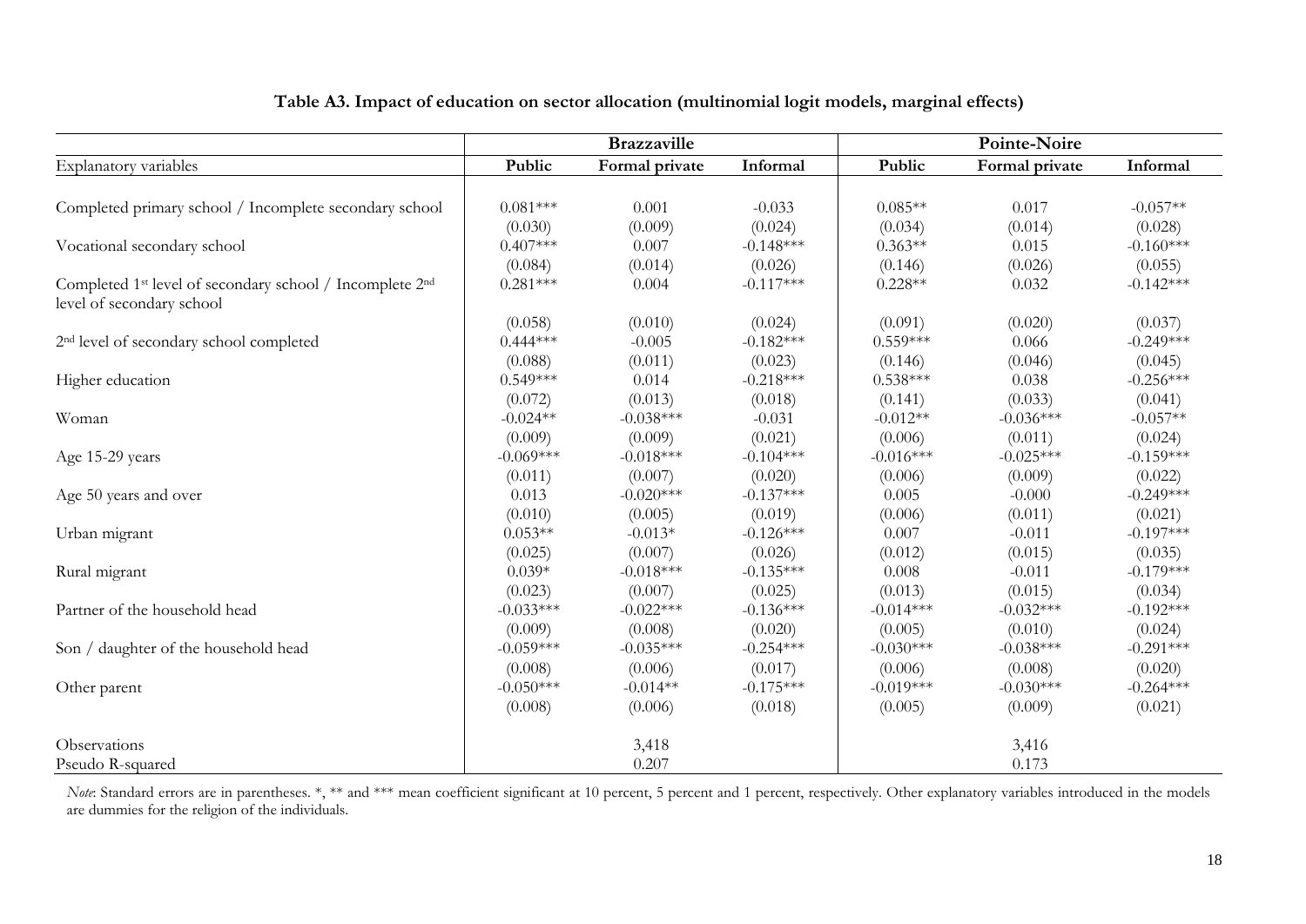**Table A3. Impact of education on sector allocation (multinomial logit models, marginal effects)**

| | Brazzaville | | | Pointe-Noire | | |
|---|---|---|---|---|---|---|
| Explanatory variables | Public | Formal private | Informal | Public | Formal private | Informal |
| Completed primary school / Incomplete secondary school | 0.081*** | 0.001 | -0.033 | 0.085** | 0.017 | -0.057** |
| | (0.030) | (0.009) | (0.024) | (0.034) | (0.014) | (0.028) |
| Vocational secondary school | 0.407*** | 0.007 | -0.148*** | 0.363** | 0.015 | -0.160*** |
| | (0.084) | (0.014) | (0.026) | (0.146) | (0.026) | (0.055) |
| Completed 1st level of secondary school / Incomplete 2nd level of secondary school | 0.281*** | 0.004 | -0.117*** | 0.228** | 0.032 | -0.142*** |
| | (0.058) | (0.010) | (0.024) | (0.091) | (0.020) | (0.037) |
| 2nd level of secondary school completed | 0.444*** | -0.005 | -0.182*** | 0.559*** | 0.066 | -0.249*** |
| | (0.088) | (0.011) | (0.023) | (0.146) | (0.046) | (0.045) |
| Higher education | 0.549*** | 0.014 | -0.218*** | 0.538*** | 0.038 | -0.256*** |
| | (0.072) | (0.013) | (0.018) | (0.141) | (0.033) | (0.041) |
| Woman | -0.024** | -0.038*** | -0.031 | -0.012** | -0.036*** | -0.057** |
| | (0.009) | (0.009) | (0.021) | (0.006) | (0.011) | (0.024) |
| Age 15-29 years | -0.069*** | -0.018*** | -0.104*** | -0.016*** | -0.025*** | -0.159*** |
| | (0.011) | (0.007) | (0.020) | (0.006) | (0.009) | (0.022) |
| Age 50 years and over | 0.013 | -0.020*** | -0.137*** | 0.005 | -0.000 | -0.249*** |
| | (0.010) | (0.005) | (0.019) | (0.006) | (0.011) | (0.021) |
| Urban migrant | 0.053** | -0.013* | -0.126*** | 0.007 | -0.011 | -0.197*** |
| | (0.025) | (0.007) | (0.026) | (0.012) | (0.015) | (0.035) |
| Rural migrant | 0.039* | -0.018*** | -0.135*** | 0.008 | -0.011 | -0.179*** |
| | (0.023) | (0.007) | (0.025) | (0.013) | (0.015) | (0.034) |
| Partner of the household head | -0.033*** | -0.022*** | -0.136*** | -0.014*** | -0.032*** | -0.192*** |
| | (0.009) | (0.008) | (0.020) | (0.005) | (0.010) | (0.024) |
| Son / daughter of the household head | -0.059*** | -0.035*** | -0.254*** | -0.030*** | -0.038*** | -0.291*** |
| | (0.008) | (0.006) | (0.017) | (0.006) | (0.008) | (0.020) |
| Other parent | -0.050*** | -0.014** | -0.175*** | -0.019*** | -0.030*** | -0.264*** |
| | (0.008) | (0.006) | (0.018) | (0.005) | (0.009) | (0.021) |
| Observations | | 3,418 | | | 3,416 | |
| Pseudo R-squared | | 0.207 | | | 0.173 | |

*Note*: Standard errors are in parentheses. *, ** and *** mean coefficient significant at 10 percent, 5 percent and 1 percent, respectively. Other explanatory variables introduced in the models are dummies for the religion of the individuals.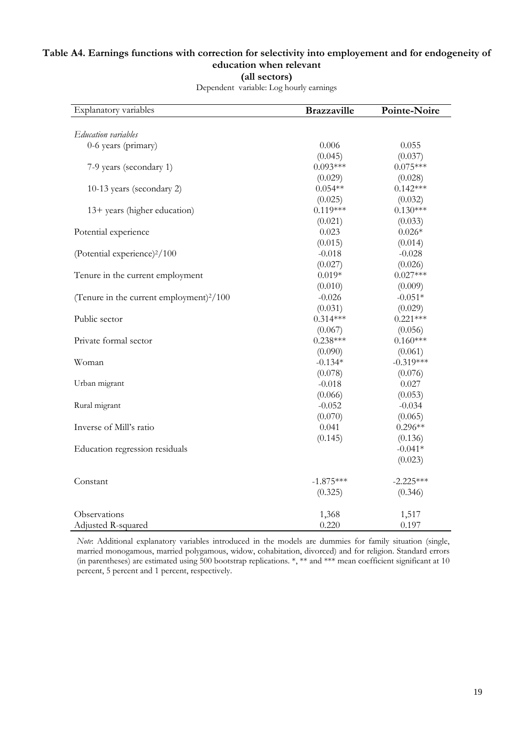**Table A4. Earnings functions with correction for selectivity into employement and for endogeneity of education when relevant**
**(all sectors)**

Dependent variable: Log hourly earnings

| Explanatory variables | **Brazzaville** | **Pointe-Noire** |
|---|---|---|
| *Education variables* | | |
| 0-6 years (primary) | 0.006 | 0.055 |
| | (0.045) | (0.037) |
| 7-9 years (secondary 1) | 0.093*** | 0.075*** |
| | (0.029) | (0.028) |
| 10-13 years (secondary 2) | 0.054** | 0.142*** |
| | (0.025) | (0.032) |
| 13+ years (higher education) | 0.119*** | 0.130*** |
| | (0.021) | (0.033) |
| Potential experience | 0.023 | 0.026* |
| | (0.015) | (0.014) |
| (Potential experience)$^2$/100 | -0.018 | -0.028 |
| | (0.027) | (0.026) |
| Tenure in the current employment | 0.019* | 0.027*** |
| | (0.010) | (0.009) |
| (Tenure in the current employment)$^2$/100 | -0.026 | -0.051* |
| | (0.031) | (0.029) |
| Public sector | 0.314*** | 0.221*** |
| | (0.067) | (0.056) |
| Private formal sector | 0.238*** | 0.160*** |
| | (0.090) | (0.061) |
| Woman | -0.134* | -0.319*** |
| | (0.078) | (0.076) |
| Urban migrant | -0.018 | 0.027 |
| | (0.066) | (0.053) |
| Rural migrant | -0.052 | -0.034 |
| | (0.070) | (0.065) |
| Inverse of Mill's ratio | 0.041 | 0.296** |
| | (0.145) | (0.136) |
| Education regression residuals | | -0.041* |
| | | (0.023) |
| Constant | -1.875*** | -2.225*** |
| | (0.325) | (0.346) |
| Observations | 1,368 | 1,517 |
| Adjusted R-squared | 0.220 | 0.197 |

*Note*: Additional explanatory variables introduced in the models are dummies for family situation (single, married monogamous, married polygamous, widow, cohabitation, divorced) and for religion. Standard errors (in parentheses) are estimated using 500 bootstrap replications. *, ** and *** mean coefficient significant at 10 percent, 5 percent and 1 percent, respectively.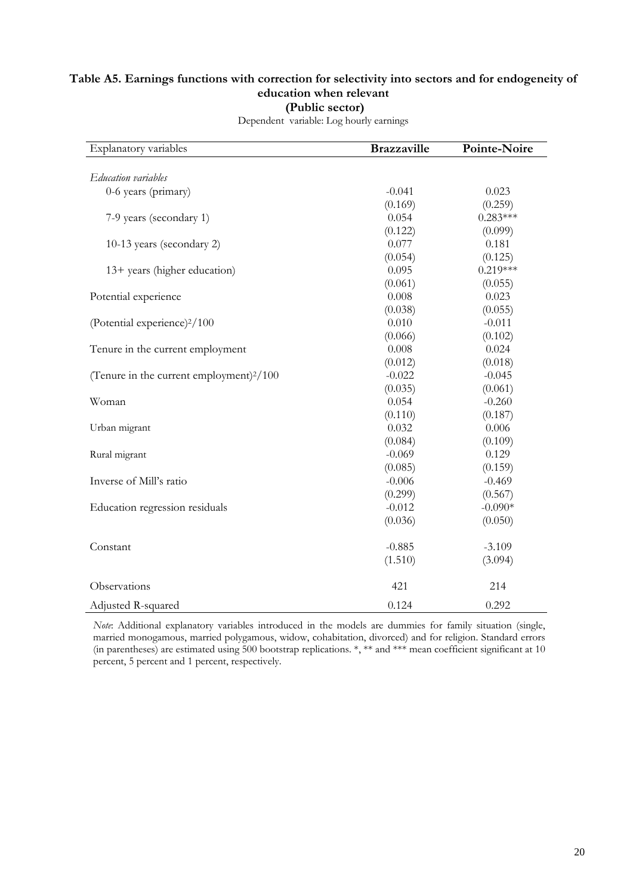**Table A5. Earnings functions with correction for selectivity into sectors and for endogeneity of education when relevant**

**(Public sector)**

Dependent variable: Log hourly earnings

| Explanatory variables | **Brazzaville** | **Pointe-Noire** |
|---|---|---|
| *Education variables* | | |
| 0-6 years (primary) | -0.041 | 0.023 |
| | (0.169) | (0.259) |
| 7-9 years (secondary 1) | 0.054 | 0.283*** |
| | (0.122) | (0.099) |
| 10-13 years (secondary 2) | 0.077 | 0.181 |
| | (0.054) | (0.125) |
| 13+ years (higher education) | 0.095 | 0.219*** |
| | (0.061) | (0.055) |
| Potential experience | 0.008 | 0.023 |
| | (0.038) | (0.055) |
| (Potential experience)$^2$/100 | 0.010 | -0.011 |
| | (0.066) | (0.102) |
| Tenure in the current employment | 0.008 | 0.024 |
| | (0.012) | (0.018) |
| (Tenure in the current employment)$^2$/100 | -0.022 | -0.045 |
| | (0.035) | (0.061) |
| Woman | 0.054 | -0.260 |
| | (0.110) | (0.187) |
| Urban migrant | 0.032 | 0.006 |
| | (0.084) | (0.109) |
| Rural migrant | -0.069 | 0.129 |
| | (0.085) | (0.159) |
| Inverse of Mill's ratio | -0.006 | -0.469 |
| | (0.299) | (0.567) |
| Education regression residuals | -0.012 | -0.090* |
| | (0.036) | (0.050) |
| Constant | -0.885 | -3.109 |
| | (1.510) | (3.094) |
| Observations | 421 | 214 |
| Adjusted R-squared | 0.124 | 0.292 |

*Note*: Additional explanatory variables introduced in the models are dummies for family situation (single, married monogamous, married polygamous, widow, cohabitation, divorced) and for religion. Standard errors (in parentheses) are estimated using 500 bootstrap replications. *, ** and *** mean coefficient significant at 10 percent, 5 percent and 1 percent, respectively.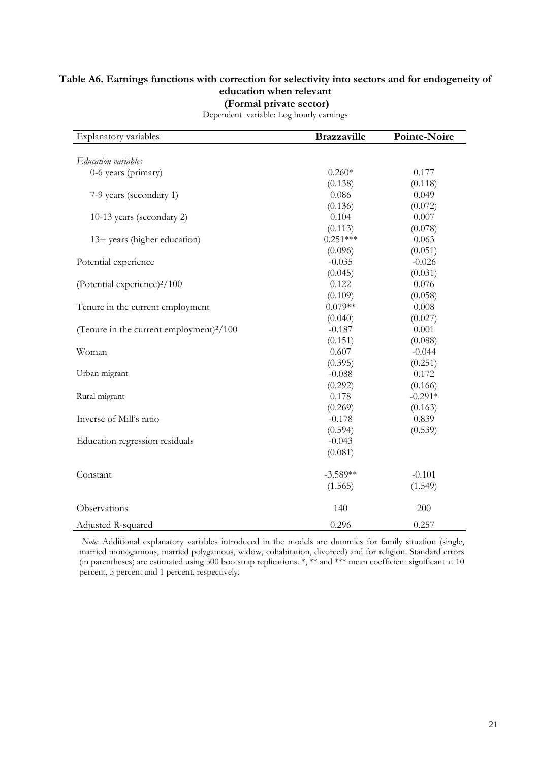**Table A6. Earnings functions with correction for selectivity into sectors and for endogeneity of education when relevant**
**(Formal private sector)**

Dependent variable: Log hourly earnings

| Explanatory variables | **Brazzaville** | **Pointe-Noire** |
|---|---|---|
| *Education variables* | | |
| 0-6 years (primary) | 0.260* | 0.177 |
| | (0.138) | (0.118) |
| 7-9 years (secondary 1) | 0.086 | 0.049 |
| | (0.136) | (0.072) |
| 10-13 years (secondary 2) | 0.104 | 0.007 |
| | (0.113) | (0.078) |
| 13+ years (higher education) | 0.251*** | 0.063 |
| | (0.096) | (0.051) |
| Potential experience | -0.035 | -0.026 |
| | (0.045) | (0.031) |
| (Potential experience)$^2$/100 | 0.122 | 0.076 |
| | (0.109) | (0.058) |
| Tenure in the current employment | 0.079** | 0.008 |
| | (0.040) | (0.027) |
| (Tenure in the current employment)$^2$/100 | -0.187 | 0.001 |
| | (0.151) | (0.088) |
| Woman | 0.607 | -0.044 |
| | (0.395) | (0.251) |
| Urban migrant | -0.088 | 0.172 |
| | (0.292) | (0.166) |
| Rural migrant | 0.178 | -0.291* |
| | (0.269) | (0.163) |
| Inverse of Mill's ratio | -0.178 | 0.839 |
| | (0.594) | (0.539) |
| Education regression residuals | -0.043 | |
| | (0.081) | |
| Constant | -3.589** | -0.101 |
| | (1.565) | (1.549) |
| Observations | 140 | 200 |
| Adjusted R-squared | 0.296 | 0.257 |

*Note*: Additional explanatory variables introduced in the models are dummies for family situation (single, married monogamous, married polygamous, widow, cohabitation, divorced) and for religion. Standard errors (in parentheses) are estimated using 500 bootstrap replications. *, ** and *** mean coefficient significant at 10 percent, 5 percent and 1 percent, respectively.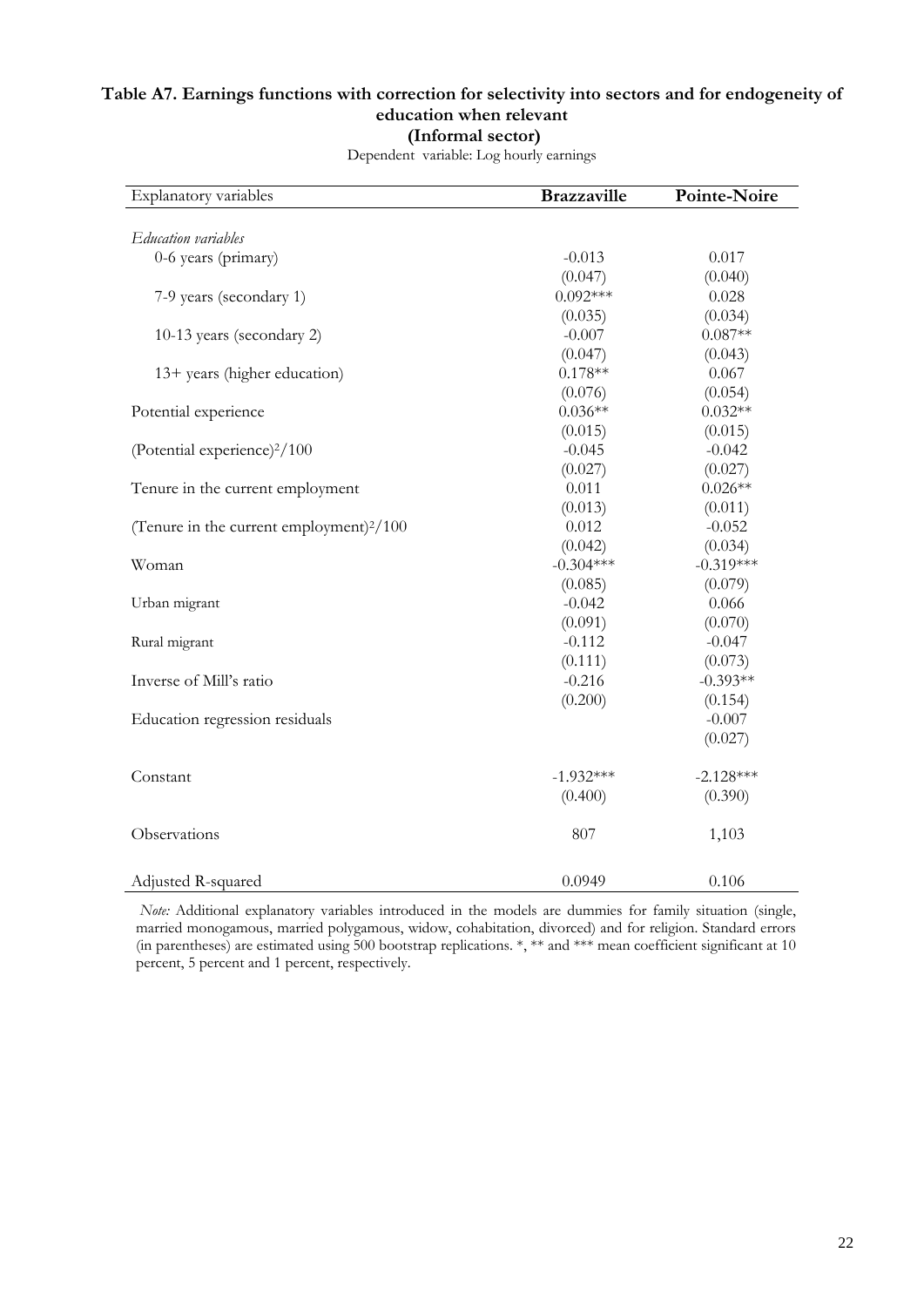**Table A7. Earnings functions with correction for selectivity into sectors and for endogeneity of education when relevant**

**(Informal sector)**

Dependent variable: Log hourly earnings

| Explanatory variables | **Brazzaville** | **Pointe-Noire** |
|---|---|---|
| *Education variables* | | |
| 0-6 years (primary) | -0.013 | 0.017 |
| | (0.047) | (0.040) |
| 7-9 years (secondary 1) | 0.092*** | 0.028 |
| | (0.035) | (0.034) |
| 10-13 years (secondary 2) | -0.007 | 0.087** |
| | (0.047) | (0.043) |
| 13+ years (higher education) | 0.178** | 0.067 |
| | (0.076) | (0.054) |
| Potential experience | 0.036** | 0.032** |
| | (0.015) | (0.015) |
| (Potential experience)$^2$/100 | -0.045 | -0.042 |
| | (0.027) | (0.027) |
| Tenure in the current employment | 0.011 | 0.026** |
| | (0.013) | (0.011) |
| (Tenure in the current employment)$^2$/100 | 0.012 | -0.052 |
| | (0.042) | (0.034) |
| Woman | -0.304*** | -0.319*** |
| | (0.085) | (0.079) |
| Urban migrant | -0.042 | 0.066 |
| | (0.091) | (0.070) |
| Rural migrant | -0.112 | -0.047 |
| | (0.111) | (0.073) |
| Inverse of Mill's ratio | -0.216 | -0.393** |
| | (0.200) | (0.154) |
| Education regression residuals | | -0.007 |
| | | (0.027) |
| Constant | -1.932*** | -2.128*** |
| | (0.400) | (0.390) |
| Observations | 807 | 1,103 |
| Adjusted R-squared | 0.0949 | 0.106 |

*Note:* Additional explanatory variables introduced in the models are dummies for family situation (single, married monogamous, married polygamous, widow, cohabitation, divorced) and for religion. Standard errors (in parentheses) are estimated using 500 bootstrap replications. *, ** and *** mean coefficient significant at 10 percent, 5 percent and 1 percent, respectively.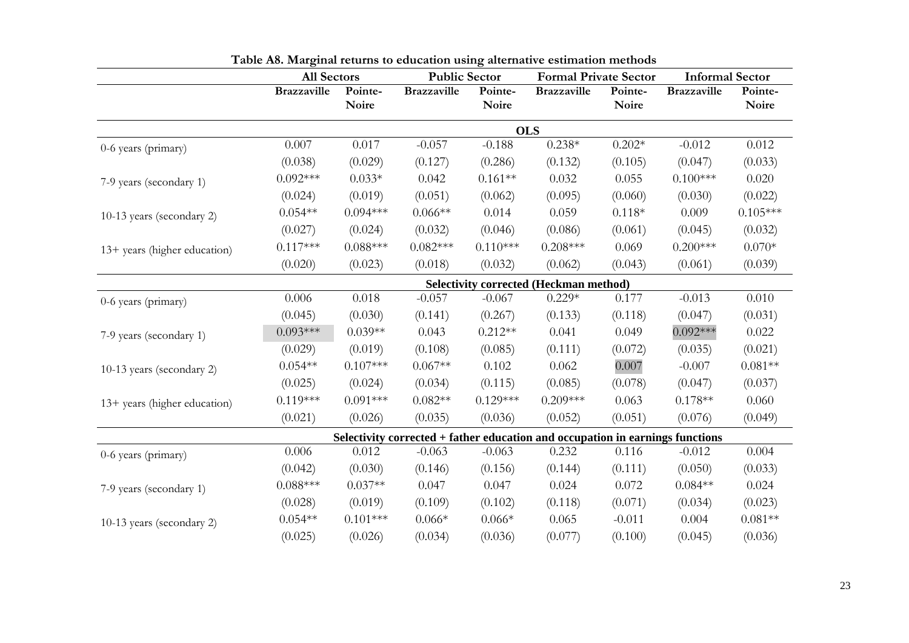**Table A8. Marginal returns to education using alternative estimation methods**

| | All Sectors | | Public Sector | | Formal Private Sector | | Informal Sector | |
|---|---|---|---|---|---|---|---|---|
| | **Brazzaville** | **Pointe-Noire** | **Brazzaville** | **Pointe-Noire** | **Brazzaville** | **Pointe-Noire** | **Brazzaville** | **Pointe-Noire** |
| | | | | | **OLS** | | | |
| 0-6 years (primary) | 0.007 | 0.017 | -0.057 | -0.188 | 0.238* | 0.202* | -0.012 | 0.012 |
| | (0.038) | (0.029) | (0.127) | (0.286) | (0.132) | (0.105) | (0.047) | (0.033) |
| 7-9 years (secondary 1) | 0.092*** | 0.033* | 0.042 | 0.161** | 0.032 | 0.055 | 0.100*** | 0.020 |
| | (0.024) | (0.019) | (0.051) | (0.062) | (0.095) | (0.060) | (0.030) | (0.022) |
| 10-13 years (secondary 2) | 0.054** | 0.094*** | 0.066** | 0.014 | 0.059 | 0.118* | 0.009 | 0.105*** |
| | (0.027) | (0.024) | (0.032) | (0.046) | (0.086) | (0.061) | (0.045) | (0.032) |
| 13+ years (higher education) | 0.117*** | 0.088*** | 0.082*** | 0.110*** | 0.208*** | 0.069 | 0.200*** | 0.070* |
| | (0.020) | (0.023) | (0.018) | (0.032) | (0.062) | (0.043) | (0.061) | (0.039) |
| | | | | **Selectivity corrected (Heckman method)** | | | | |
| 0-6 years (primary) | 0.006 | 0.018 | -0.057 | -0.067 | 0.229* | 0.177 | -0.013 | 0.010 |
| | (0.045) | (0.030) | (0.141) | (0.267) | (0.133) | (0.118) | (0.047) | (0.031) |
| 7-9 years (secondary 1) | 0.093*** | 0.039** | 0.043 | 0.212** | 0.041 | 0.049 | 0.092*** | 0.022 |
| | (0.029) | (0.019) | (0.108) | (0.085) | (0.111) | (0.072) | (0.035) | (0.021) |
| 10-13 years (secondary 2) | 0.054** | 0.107*** | 0.067** | 0.102 | 0.062 | 0.007 | -0.007 | 0.081** |
| | (0.025) | (0.024) | (0.034) | (0.115) | (0.085) | (0.078) | (0.047) | (0.037) |
| 13+ years (higher education) | 0.119*** | 0.091*** | 0.082** | 0.129*** | 0.209*** | 0.063 | 0.178** | 0.060 |
| | (0.021) | (0.026) | (0.035) | (0.036) | (0.052) | (0.051) | (0.076) | (0.049) |
| | | | **Selectivity corrected + father education and occupation in earnings functions** | | | | | |
| 0-6 years (primary) | 0.006 | 0.012 | -0.063 | -0.063 | 0.232 | 0.116 | -0.012 | 0.004 |
| | (0.042) | (0.030) | (0.146) | (0.156) | (0.144) | (0.111) | (0.050) | (0.033) |
| 7-9 years (secondary 1) | 0.088*** | 0.037** | 0.047 | 0.047 | 0.024 | 0.072 | 0.084** | 0.024 |
| | (0.028) | (0.019) | (0.109) | (0.102) | (0.118) | (0.071) | (0.034) | (0.023) |
| 10-13 years (secondary 2) | 0.054** | 0.101*** | 0.066* | 0.066* | 0.065 | -0.011 | 0.004 | 0.081** |
| | (0.025) | (0.026) | (0.034) | (0.036) | (0.077) | (0.100) | (0.045) | (0.036) |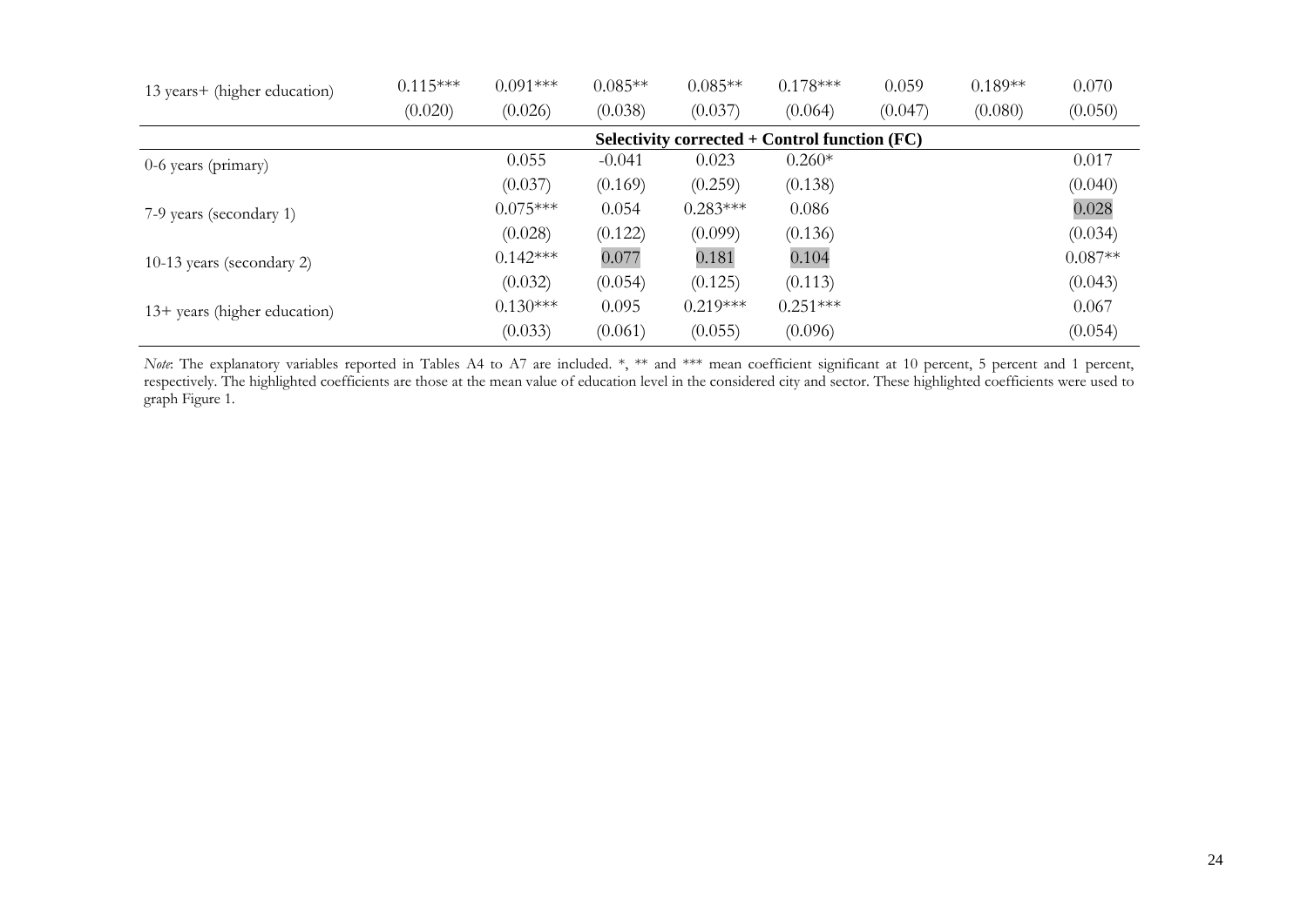| | | | | | | | | |
|---|---|---|---|---|---|---|---|---|
| 13 years+ (higher education) | 0.115*** | 0.091*** | 0.085** | 0.085** | 0.178*** | 0.059 | 0.189** | 0.070 |
| | (0.020) | (0.026) | (0.038) | (0.037) | (0.064) | (0.047) | (0.080) | (0.050) |
| | **Selectivity corrected + Control function (FC)** | | | | | | | |
| 0-6 years (primary) | | 0.055 | -0.041 | 0.023 | 0.260* | | | 0.017 |
| | | (0.037) | (0.169) | (0.259) | (0.138) | | | (0.040) |
| 7-9 years (secondary 1) | | 0.075*** | 0.054 | 0.283*** | 0.086 | | | 0.028 |
| | | (0.028) | (0.122) | (0.099) | (0.136) | | | (0.034) |
| 10-13 years (secondary 2) | | 0.142*** | 0.077 | 0.181 | 0.104 | | | 0.087** |
| | | (0.032) | (0.054) | (0.125) | (0.113) | | | (0.043) |
| 13+ years (higher education) | | 0.130*** | 0.095 | 0.219*** | 0.251*** | | | 0.067 |
| | | (0.033) | (0.061) | (0.055) | (0.096) | | | (0.054) |

*Note*: The explanatory variables reported in Tables A4 to A7 are included. *, ** and *** mean coefficient significant at 10 percent, 5 percent and 1 percent, respectively. The highlighted coefficients are those at the mean value of education level in the considered city and sector. These highlighted coefficients were used to graph Figure 1.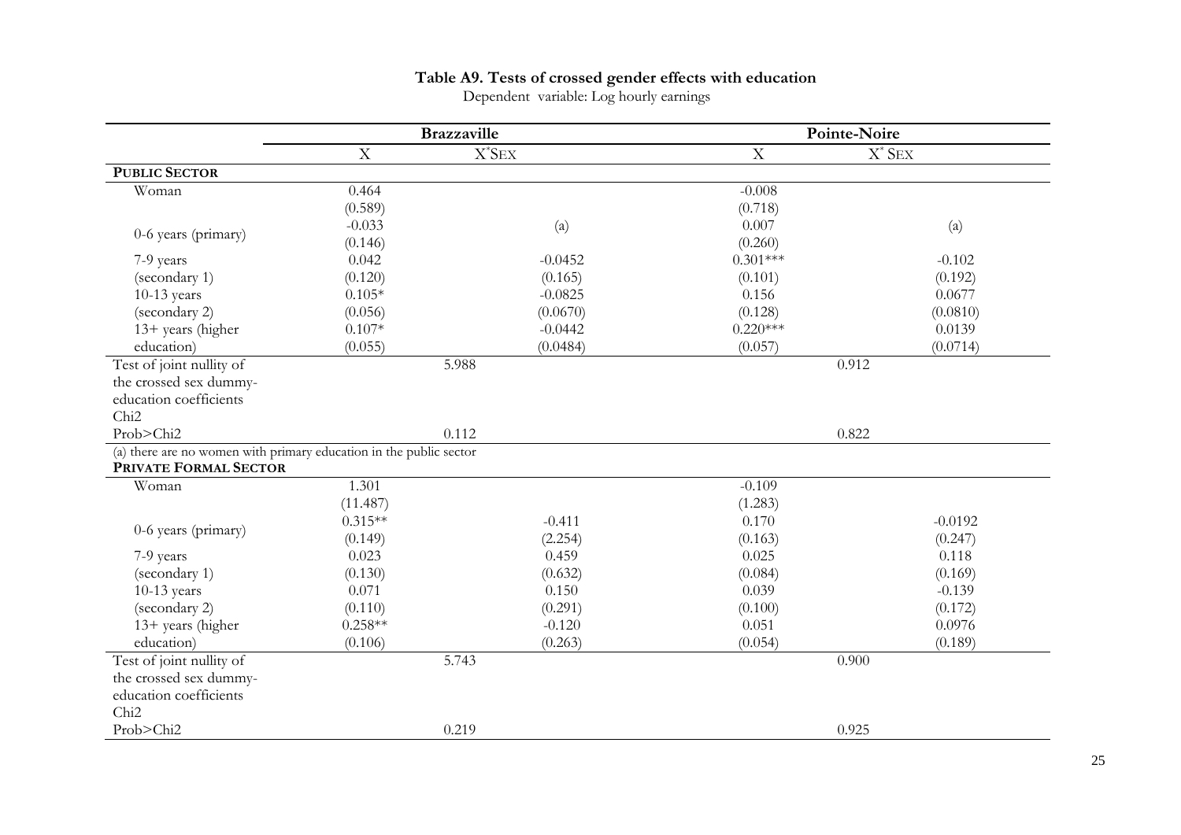# Table A9. Tests of crossed gender effects with education

Dependent variable: Log hourly earnings

| | Brazzaville | | Pointe-Noire | |
|---|---|---|---|---|
| | X | X*SEX | X | X* SEX |
| **PUBLIC SECTOR** | | | | |
| Woman | 0.464 | | -0.008 | |
| | (0.589) | | (0.718) | |
| 0-6 years (primary) | -0.033 | (a) | 0.007 | (a) |
| | (0.146) | | (0.260) | |
| 7-9 years (secondary 1) | 0.042 | -0.0452 | 0.301*** | -0.102 |
| | (0.120) | (0.165) | (0.101) | (0.192) |
| 10-13 years (secondary 2) | 0.105* | -0.0825 | 0.156 | 0.0677 |
| | (0.056) | (0.0670) | (0.128) | (0.0810) |
| 13+ years (higher education) | 0.107* | -0.0442 | 0.220*** | 0.0139 |
| | (0.055) | (0.0484) | (0.057) | (0.0714) |
| Test of joint nullity of the crossed sex dummy-education coefficients Chi2 | 5.988 | | 0.912 | |
| Prob>Chi2 | 0.112 | | 0.822 | |
| (a) there are no women with primary education in the public sector | | | | |
| **PRIVATE FORMAL SECTOR** | | | | |
| Woman | 1.301 | | -0.109 | |
| | (11.487) | | (1.283) | |
| 0-6 years (primary) | 0.315** | -0.411 | 0.170 | -0.0192 |
| | (0.149) | (2.254) | (0.163) | (0.247) |
| 7-9 years (secondary 1) | 0.023 | 0.459 | 0.025 | 0.118 |
| | (0.130) | (0.632) | (0.084) | (0.169) |
| 10-13 years (secondary 2) | 0.071 | 0.150 | 0.039 | -0.139 |
| | (0.110) | (0.291) | (0.100) | (0.172) |
| 13+ years (higher education) | 0.258** | -0.120 | 0.051 | 0.0976 |
| | (0.106) | (0.263) | (0.054) | (0.189) |
| Test of joint nullity of the crossed sex dummy-education coefficients Chi2 | 5.743 | | 0.900 | |
| Prob>Chi2 | 0.219 | | 0.925 | |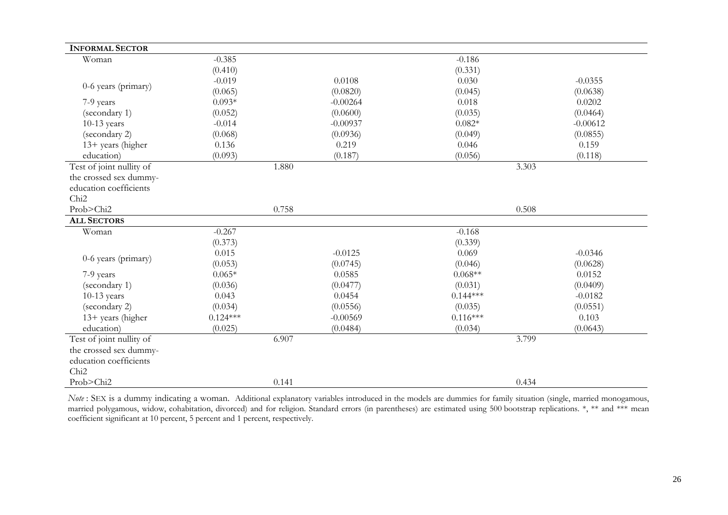| **INFORMAL SECTOR** | | | | |
|---|---|---|---|---|
| Woman | -0.385 | | -0.186 | |
| | (0.410) | | (0.331) | |
| 0-6 years (primary) | -0.019 | 0.0108 | 0.030 | -0.0355 |
| | (0.065) | (0.0820) | (0.045) | (0.0638) |
| 7-9 years | 0.093* | -0.00264 | 0.018 | 0.0202 |
| (secondary 1) | (0.052) | (0.0600) | (0.035) | (0.0464) |
| 10-13 years | -0.014 | -0.00937 | 0.082* | -0.00612 |
| (secondary 2) | (0.068) | (0.0936) | (0.049) | (0.0855) |
| 13+ years (higher | 0.136 | 0.219 | 0.046 | 0.159 |
| education) | (0.093) | (0.187) | (0.056) | (0.118) |
| Test of joint nullity of the crossed sex dummy-education coefficients Chi2 | 1.880 | | 3.303 | |
| Prob>Chi2 | 0.758 | | 0.508 | |
| **ALL SECTORS** | | | | |
| Woman | -0.267 | | -0.168 | |
| | (0.373) | | (0.339) | |
| 0-6 years (primary) | 0.015 | -0.0125 | 0.069 | -0.0346 |
| | (0.053) | (0.0745) | (0.046) | (0.0628) |
| 7-9 years | 0.065* | 0.0585 | 0.068** | 0.0152 |
| (secondary 1) | (0.036) | (0.0477) | (0.031) | (0.0409) |
| 10-13 years | 0.043 | 0.0454 | 0.144*** | -0.0182 |
| (secondary 2) | (0.034) | (0.0556) | (0.035) | (0.0551) |
| 13+ years (higher | 0.124*** | -0.00569 | 0.116*** | 0.103 |
| education) | (0.025) | (0.0484) | (0.034) | (0.0643) |
| Test of joint nullity of the crossed sex dummy-education coefficients Chi2 | 6.907 | | 3.799 | |
| Prob>Chi2 | 0.141 | | 0.434 | |

*Note* : SEX is a dummy indicating a woman. Additional explanatory variables introduced in the models are dummies for family situation (single, married monogamous, married polygamous, widow, cohabitation, divorced) and for religion. Standard errors (in parentheses) are estimated using 500 bootstrap replications. *, ** and *** mean coefficient significant at 10 percent, 5 percent and 1 percent, respectively.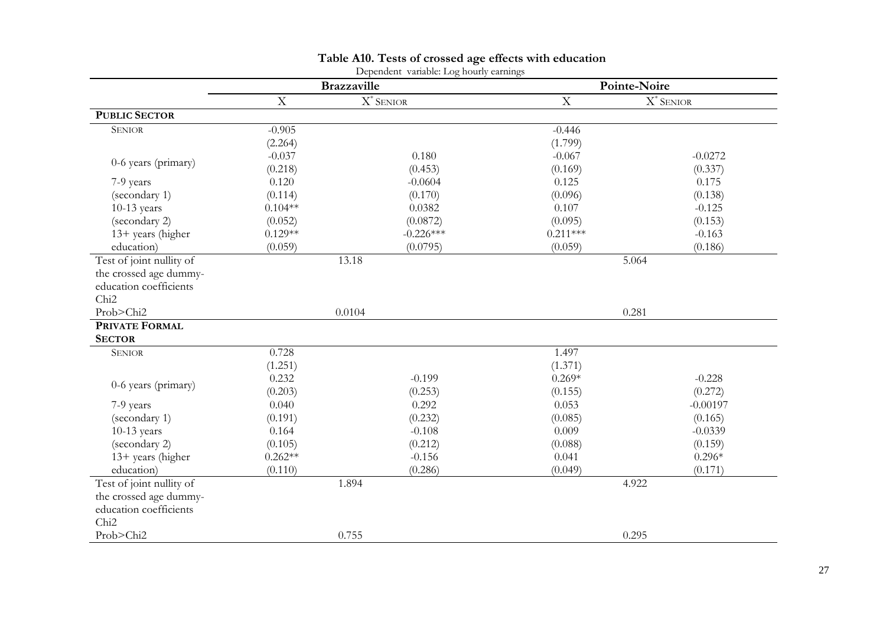**Table A10. Tests of crossed age effects with education**

Dependent variable: Log hourly earnings

| | Brazzaville | | Pointe-Noire | |
|---|---|---|---|---|
| | X | $X^*$ SENIOR | X | $X^*$ SENIOR |
| **PUBLIC SECTOR** | | | | |
| SENIOR | -0.905 | | -0.446 | |
| | (2.264) | | (1.799) | |
| 0-6 years (primary) | -0.037 | 0.180 | -0.067 | -0.0272 |
| | (0.218) | (0.453) | (0.169) | (0.337) |
| 7-9 years (secondary 1) | 0.120 | -0.0604 | 0.125 | 0.175 |
| | (0.114) | (0.170) | (0.096) | (0.138) |
| 10-13 years (secondary 2) | 0.104** | 0.0382 | 0.107 | -0.125 |
| | (0.052) | (0.0872) | (0.095) | (0.153) |
| 13+ years (higher education) | 0.129** | -0.226*** | 0.211*** | -0.163 |
| | (0.059) | (0.0795) | (0.059) | (0.186) |
| Test of joint nullity of the crossed age dummy-education coefficients Chi2 | 13.18 | | 5.064 | |
| Prob>Chi2 | 0.0104 | | 0.281 | |
| **PRIVATE FORMAL SECTOR** | | | | |
| SENIOR | 0.728 | | 1.497 | |
| | (1.251) | | (1.371) | |
| 0-6 years (primary) | 0.232 | -0.199 | 0.269* | -0.228 |
| | (0.203) | (0.253) | (0.155) | (0.272) |
| 7-9 years (secondary 1) | 0.040 | 0.292 | 0.053 | -0.00197 |
| | (0.191) | (0.232) | (0.085) | (0.165) |
| 10-13 years (secondary 2) | 0.164 | -0.108 | 0.009 | -0.0339 |
| | (0.105) | (0.212) | (0.088) | (0.159) |
| 13+ years (higher education) | 0.262** | -0.156 | 0.041 | 0.296* |
| | (0.110) | (0.286) | (0.049) | (0.171) |
| Test of joint nullity of the crossed age dummy-education coefficients Chi2 | 1.894 | | 4.922 | |
| Prob>Chi2 | 0.755 | | 0.295 | |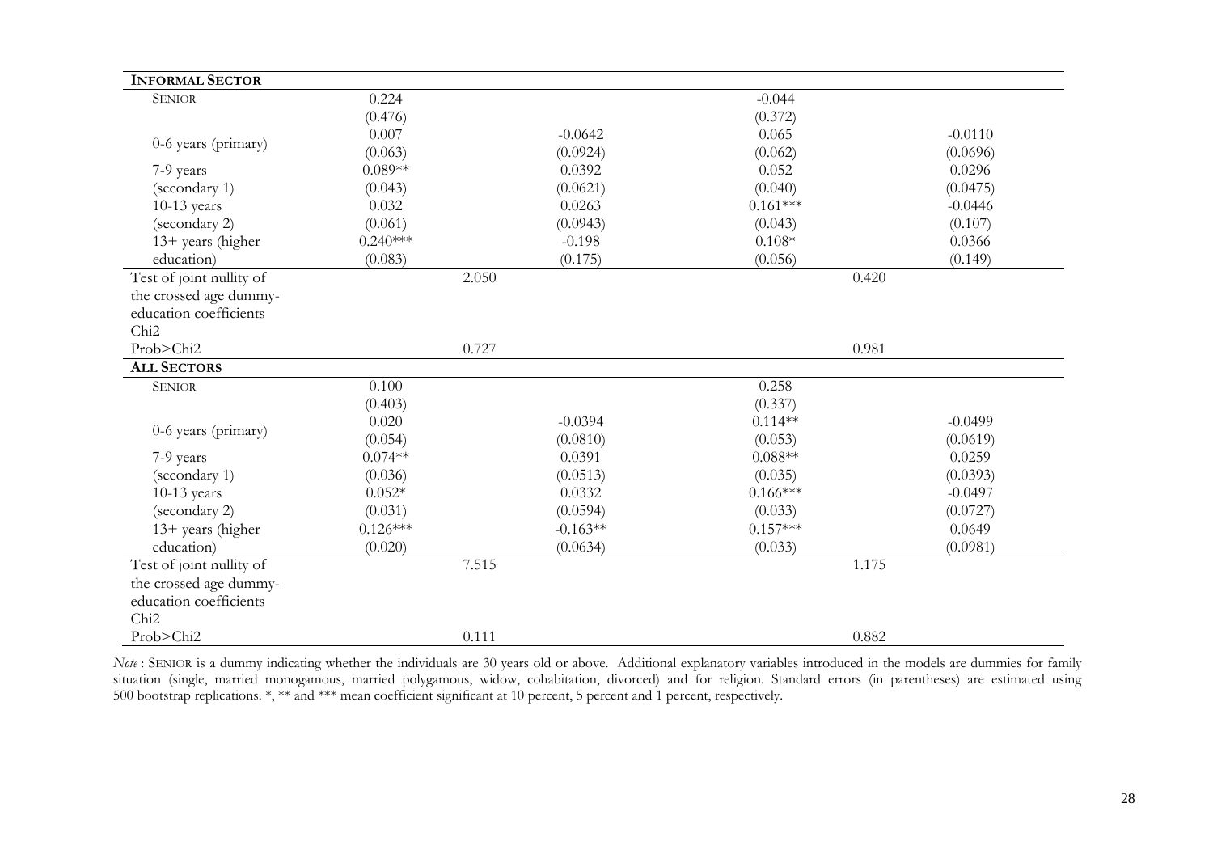| | | | | |
|---|---|---|---|---|
| **INFORMAL SECTOR** | | | | |
| SENIOR | 0.224 | | -0.044 | |
| | (0.476) | | (0.372) | |
| 0-6 years (primary) | 0.007 | -0.0642 | 0.065 | -0.0110 |
| | (0.063) | (0.0924) | (0.062) | (0.0696) |
| 7-9 years | 0.089** | 0.0392 | 0.052 | 0.0296 |
| (secondary 1) | (0.043) | (0.0621) | (0.040) | (0.0475) |
| 10-13 years | 0.032 | 0.0263 | 0.161*** | -0.0446 |
| (secondary 2) | (0.061) | (0.0943) | (0.043) | (0.107) |
| 13+ years (higher | 0.240*** | -0.198 | 0.108* | 0.0366 |
| education) | (0.083) | (0.175) | (0.056) | (0.149) |
| Test of joint nullity of the crossed age dummy-education coefficients Chi2 | 2.050 | | 0.420 | |
| Prob>Chi2 | 0.727 | | 0.981 | |
| **ALL SECTORS** | | | | |
| SENIOR | 0.100 | | 0.258 | |
| | (0.403) | | (0.337) | |
| 0-6 years (primary) | 0.020 | -0.0394 | 0.114** | -0.0499 |
| | (0.054) | (0.0810) | (0.053) | (0.0619) |
| 7-9 years | 0.074** | 0.0391 | 0.088** | 0.0259 |
| (secondary 1) | (0.036) | (0.0513) | (0.035) | (0.0393) |
| 10-13 years | 0.052* | 0.0332 | 0.166*** | -0.0497 |
| (secondary 2) | (0.031) | (0.0594) | (0.033) | (0.0727) |
| 13+ years (higher | 0.126*** | -0.163** | 0.157*** | 0.0649 |
| education) | (0.020) | (0.0634) | (0.033) | (0.0981) |
| Test of joint nullity of the crossed age dummy-education coefficients Chi2 | 7.515 | | 1.175 | |
| Prob>Chi2 | 0.111 | | 0.882 | |

*Note* : SENIOR is a dummy indicating whether the individuals are 30 years old or above. Additional explanatory variables introduced in the models are dummies for family situation (single, married monogamous, married polygamous, widow, cohabitation, divorced) and for religion. Standard errors (in parentheses) are estimated using 500 bootstrap replications. *, ** and *** mean coefficient significant at 10 percent, 5 percent and 1 percent, respectively.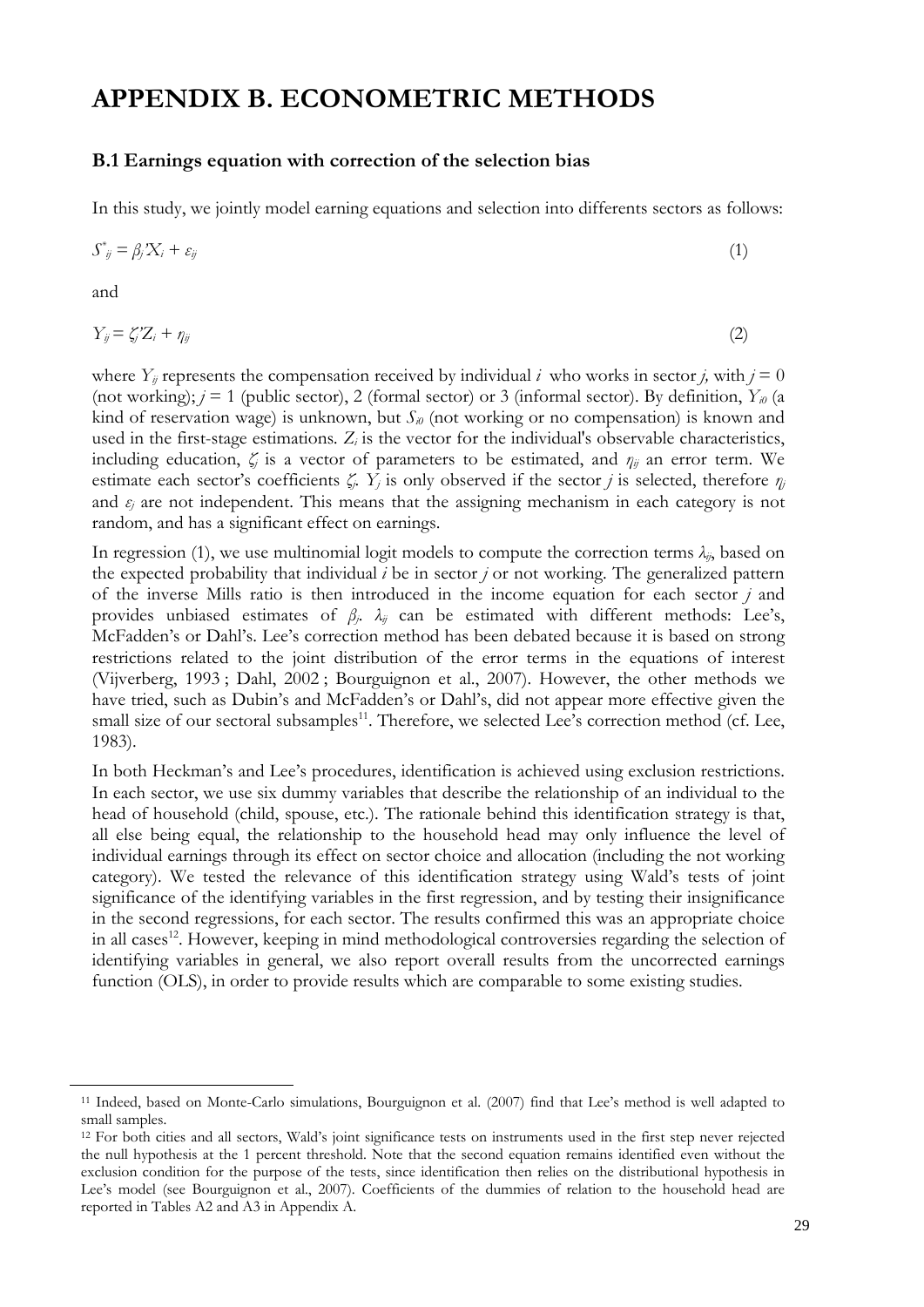# APPENDIX B. ECONOMETRIC METHODS

### B.1 Earnings equation with correction of the selection bias

In this study, we jointly model earning equations and selection into differents sectors as follows:

$$S^{*}_{ij} = \beta_j'X_i + \varepsilon_{ij} \tag{1}$$

and

$$Y_{ij} = \zeta_j'Z_i + \eta_{ij} \tag{2}$$

where $Y_{ij}$ represents the compensation received by individual $i$ who works in sector $j$, with $j = 0$ (not working); $j = 1$ (public sector), 2 (formal sector) or 3 (informal sector). By definition, $Y_{i0}$ (a kind of reservation wage) is unknown, but $S_{i0}$ (not working or no compensation) is known and used in the first-stage estimations. $Z_i$ is the vector for the individual's observable characteristics, including education, $\zeta_j$ is a vector of parameters to be estimated, and $\eta_{ij}$ an error term. We estimate each sector's coefficients $\zeta_j$. $Y_j$ is only observed if the sector $j$ is selected, therefore $\eta_j$ and $\varepsilon_j$ are not independent. This means that the assigning mechanism in each category is not random, and has a significant effect on earnings.

In regression (1), we use multinomial logit models to compute the correction terms $\lambda_{ij}$, based on the expected probability that individual $i$ be in sector $j$ or not working. The generalized pattern of the inverse Mills ratio is then introduced in the income equation for each sector $j$ and provides unbiased estimates of $\beta_j$. $\lambda_{ij}$ can be estimated with different methods: Lee's, McFadden's or Dahl's. Lee's correction method has been debated because it is based on strong restrictions related to the joint distribution of the error terms in the equations of interest (Vijverberg, 1993 ; Dahl, 2002 ; Bourguignon et al., 2007). However, the other methods we have tried, such as Dubin's and McFadden's or Dahl's, did not appear more effective given the small size of our sectoral subsamples[11]. Therefore, we selected Lee's correction method (cf. Lee, 1983).

In both Heckman's and Lee's procedures, identification is achieved using exclusion restrictions. In each sector, we use six dummy variables that describe the relationship of an individual to the head of household (child, spouse, etc.). The rationale behind this identification strategy is that, all else being equal, the relationship to the household head may only influence the level of individual earnings through its effect on sector choice and allocation (including the not working category). We tested the relevance of this identification strategy using Wald's tests of joint significance of the identifying variables in the first regression, and by testing their insignificance in the second regressions, for each sector. The results confirmed this was an appropriate choice in all cases[12]. However, keeping in mind methodological controversies regarding the selection of identifying variables in general, we also report overall results from the uncorrected earnings function (OLS), in order to provide results which are comparable to some existing studies.

---

[11] Indeed, based on Monte-Carlo simulations, Bourguignon et al. (2007) find that Lee's method is well adapted to small samples.

[12] For both cities and all sectors, Wald's joint significance tests on instruments used in the first step never rejected the null hypothesis at the 1 percent threshold. Note that the second equation remains identified even without the exclusion condition for the purpose of the tests, since identification then relies on the distributional hypothesis in Lee's model (see Bourguignon et al., 2007). Coefficients of the dummies of relation to the household head are reported in Tables A2 and A3 in Appendix A.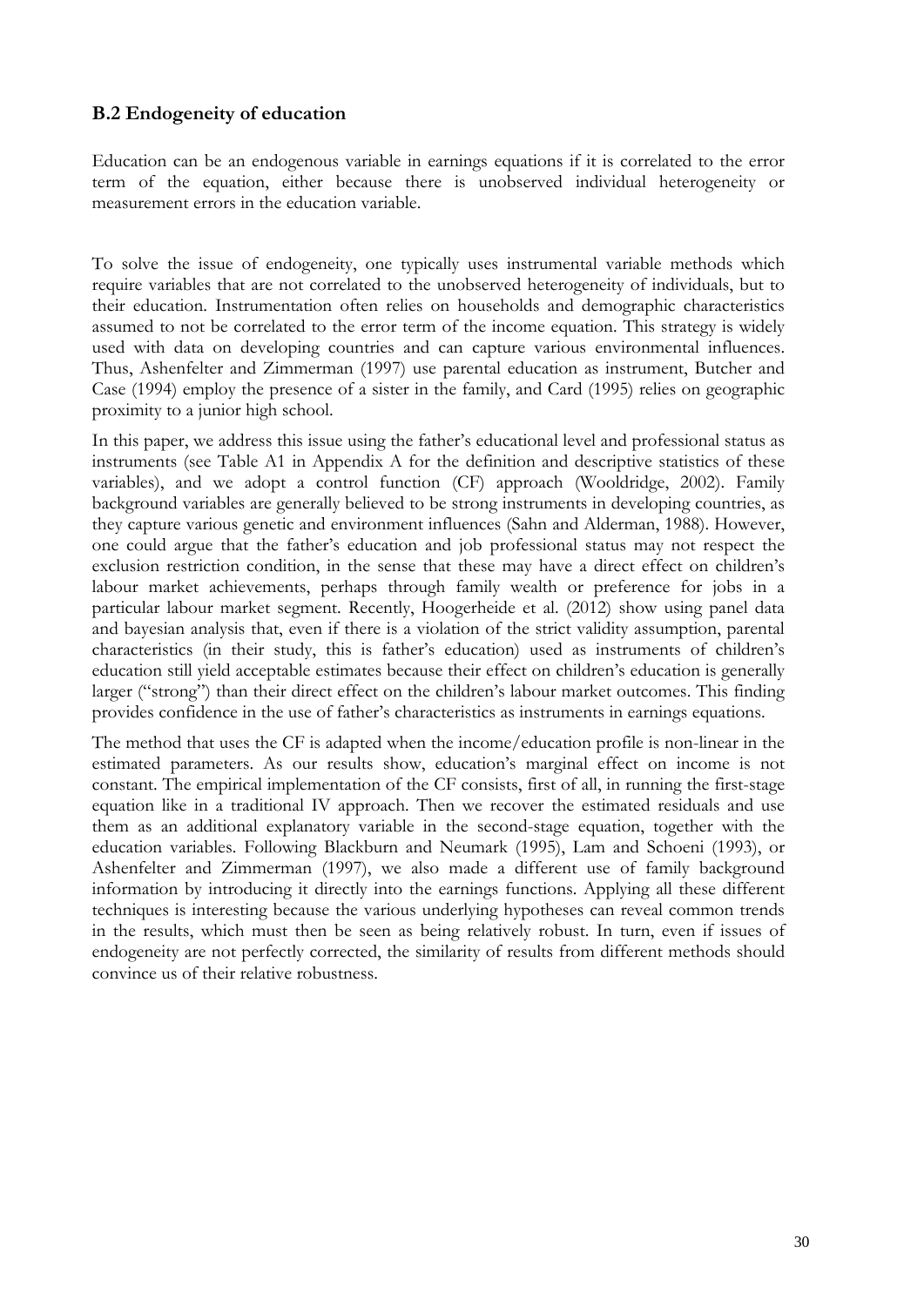### B.2 Endogeneity of education

Education can be an endogenous variable in earnings equations if it is correlated to the error term of the equation, either because there is unobserved individual heterogeneity or measurement errors in the education variable.

To solve the issue of endogeneity, one typically uses instrumental variable methods which require variables that are not correlated to the unobserved heterogeneity of individuals, but to their education. Instrumentation often relies on households and demographic characteristics assumed to not be correlated to the error term of the income equation. This strategy is widely used with data on developing countries and can capture various environmental influences. Thus, Ashenfelter and Zimmerman (1997) use parental education as instrument, Butcher and Case (1994) employ the presence of a sister in the family, and Card (1995) relies on geographic proximity to a junior high school.

In this paper, we address this issue using the father's educational level and professional status as instruments (see Table A1 in Appendix A for the definition and descriptive statistics of these variables), and we adopt a control function (CF) approach (Wooldridge, 2002). Family background variables are generally believed to be strong instruments in developing countries, as they capture various genetic and environment influences (Sahn and Alderman, 1988). However, one could argue that the father's education and job professional status may not respect the exclusion restriction condition, in the sense that these may have a direct effect on children's labour market achievements, perhaps through family wealth or preference for jobs in a particular labour market segment. Recently, Hoogerheide et al. (2012) show using panel data and bayesian analysis that, even if there is a violation of the strict validity assumption, parental characteristics (in their study, this is father's education) used as instruments of children's education still yield acceptable estimates because their effect on children's education is generally larger ("strong") than their direct effect on the children's labour market outcomes. This finding provides confidence in the use of father's characteristics as instruments in earnings equations.

The method that uses the CF is adapted when the income/education profile is non-linear in the estimated parameters. As our results show, education's marginal effect on income is not constant. The empirical implementation of the CF consists, first of all, in running the first-stage equation like in a traditional IV approach. Then we recover the estimated residuals and use them as an additional explanatory variable in the second-stage equation, together with the education variables. Following Blackburn and Neumark (1995), Lam and Schoeni (1993), or Ashenfelter and Zimmerman (1997), we also made a different use of family background information by introducing it directly into the earnings functions. Applying all these different techniques is interesting because the various underlying hypotheses can reveal common trends in the results, which must then be seen as being relatively robust. In turn, even if issues of endogeneity are not perfectly corrected, the similarity of results from different methods should convince us of their relative robustness.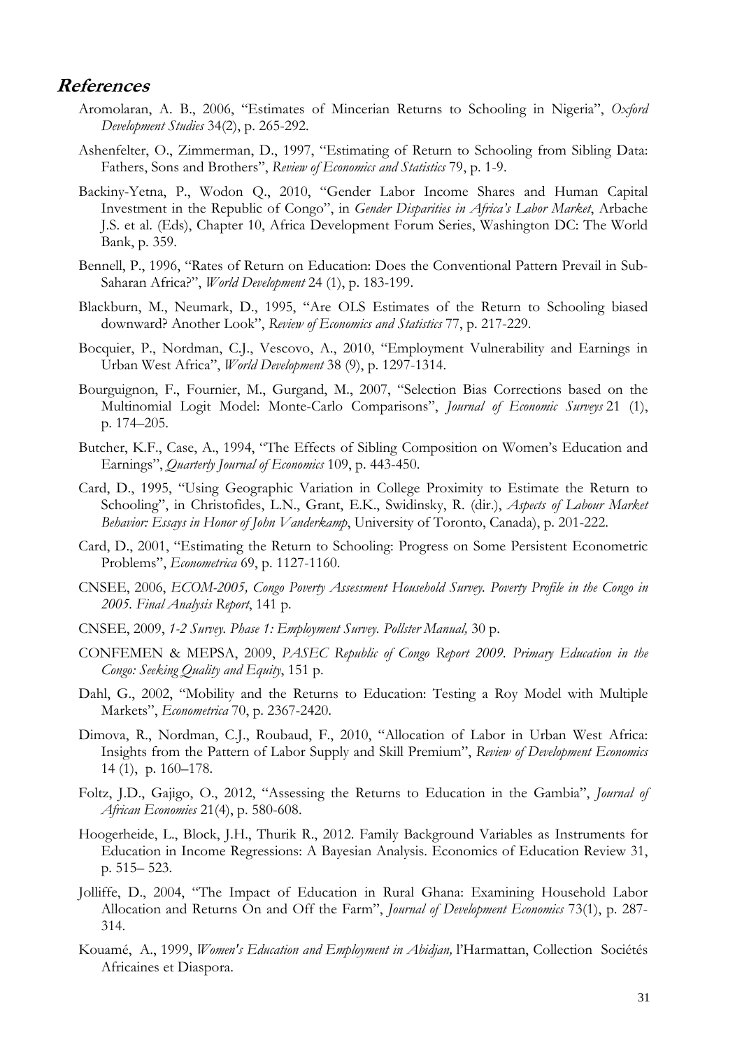## References

Aromolaran, A. B., 2006, "Estimates of Mincerian Returns to Schooling in Nigeria", *Oxford Development Studies* 34(2), p. 265-292.

Ashenfelter, O., Zimmerman, D., 1997, "Estimating of Return to Schooling from Sibling Data: Fathers, Sons and Brothers", *Review of Economics and Statistics* 79, p. 1-9.

Backiny-Yetna, P., Wodon Q., 2010, "Gender Labor Income Shares and Human Capital Investment in the Republic of Congo", in *Gender Disparities in Africa's Labor Market*, Arbache J.S. et al. (Eds), Chapter 10, Africa Development Forum Series, Washington DC: The World Bank, p. 359.

Bennell, P., 1996, "Rates of Return on Education: Does the Conventional Pattern Prevail in Sub-Saharan Africa?", *World Development* 24 (1), p. 183-199.

Blackburn, M., Neumark, D., 1995, "Are OLS Estimates of the Return to Schooling biased downward? Another Look", *Review of Economics and Statistics* 77, p. 217-229.

Bocquier, P., Nordman, C.J., Vescovo, A., 2010, "Employment Vulnerability and Earnings in Urban West Africa", *World Development* 38 (9), p. 1297-1314.

Bourguignon, F., Fournier, M., Gurgand, M., 2007, "Selection Bias Corrections based on the Multinomial Logit Model: Monte-Carlo Comparisons", *Journal of Economic Surveys* 21 (1), p. 174–205.

Butcher, K.F., Case, A., 1994, "The Effects of Sibling Composition on Women's Education and Earnings", *Quarterly Journal of Economics* 109, p. 443-450.

Card, D., 1995, "Using Geographic Variation in College Proximity to Estimate the Return to Schooling", in Christofides, L.N., Grant, E.K., Swidinsky, R. (dir.), *Aspects of Labour Market Behavior: Essays in Honor of John Vanderkamp*, University of Toronto, Canada), p. 201-222.

Card, D., 2001, "Estimating the Return to Schooling: Progress on Some Persistent Econometric Problems", *Econometrica* 69, p. 1127-1160.

CNSEE, 2006, *ECOM-2005, Congo Poverty Assessment Household Survey. Poverty Profile in the Congo in 2005. Final Analysis Report*, 141 p.

CNSEE, 2009, *1-2 Survey. Phase 1: Employment Survey. Pollster Manual,* 30 p.

CONFEMEN & MEPSA, 2009, *PASEC Republic of Congo Report 2009. Primary Education in the Congo: Seeking Quality and Equity*, 151 p.

Dahl, G., 2002, "Mobility and the Returns to Education: Testing a Roy Model with Multiple Markets", *Econometrica* 70, p. 2367-2420.

Dimova, R., Nordman, C.J., Roubaud, F., 2010, "Allocation of Labor in Urban West Africa: Insights from the Pattern of Labor Supply and Skill Premium", *Review of Development Economics* 14 (1), p. 160–178.

Foltz, J.D., Gajigo, O., 2012, "Assessing the Returns to Education in the Gambia", *Journal of African Economies* 21(4), p. 580-608.

Hoogerheide, L., Block, J.H., Thurik R., 2012. Family Background Variables as Instruments for Education in Income Regressions: A Bayesian Analysis. Economics of Education Review 31, p. 515– 523.

Jolliffe, D., 2004, "The Impact of Education in Rural Ghana: Examining Household Labor Allocation and Returns On and Off the Farm", *Journal of Development Economics* 73(1), p. 287-314.

Kouamé, A., 1999, *Women's Education and Employment in Abidjan,* l'Harmattan, Collection Sociétés Africaines et Diaspora.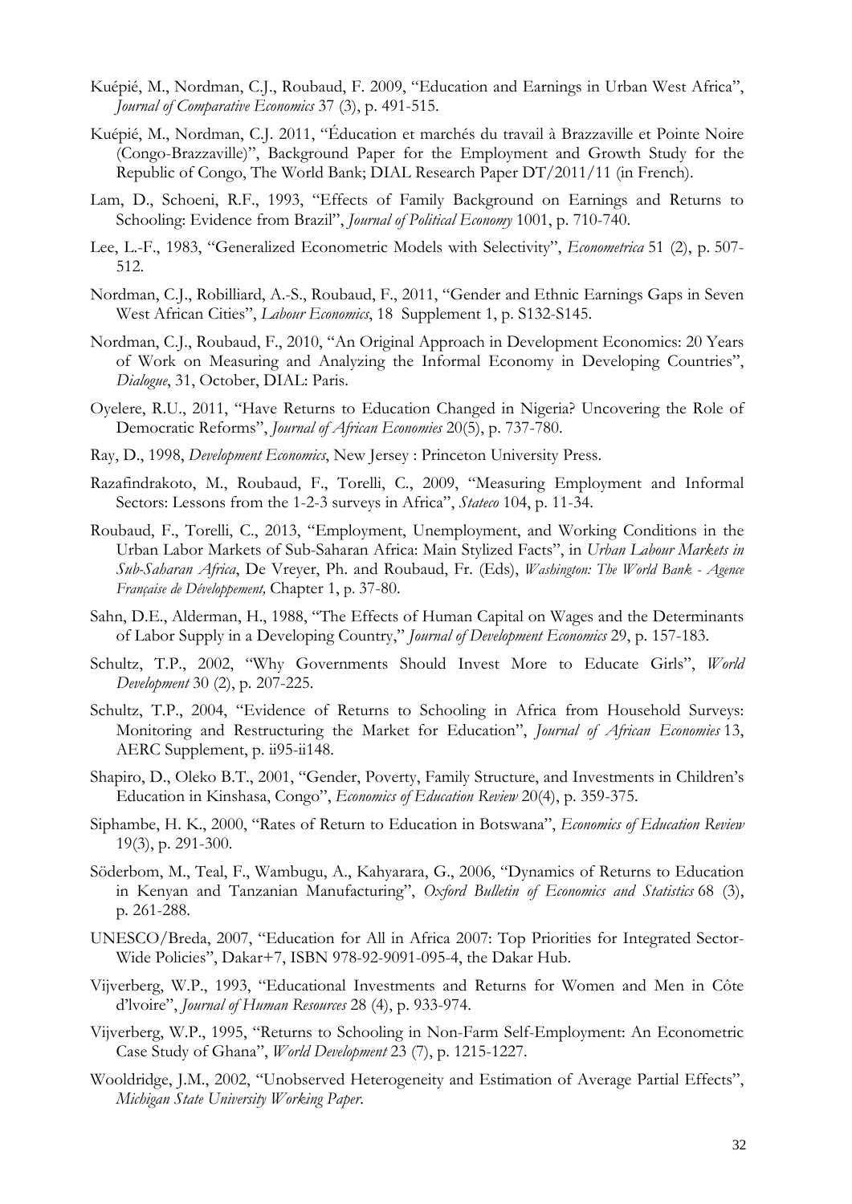Kuépié, M., Nordman, C.J., Roubaud, F. 2009, "Education and Earnings in Urban West Africa", *Journal of Comparative Economics* 37 (3), p. 491-515.

Kuépié, M., Nordman, C.J. 2011, "Éducation et marchés du travail à Brazzaville et Pointe Noire (Congo-Brazzaville)", Background Paper for the Employment and Growth Study for the Republic of Congo, The World Bank; DIAL Research Paper DT/2011/11 (in French).

Lam, D., Schoeni, R.F., 1993, "Effects of Family Background on Earnings and Returns to Schooling: Evidence from Brazil", *Journal of Political Economy* 1001, p. 710-740.

Lee, L.-F., 1983, "Generalized Econometric Models with Selectivity", *Econometrica* 51 (2), p. 507-512.

Nordman, C.J., Robilliard, A.-S., Roubaud, F., 2011, "Gender and Ethnic Earnings Gaps in Seven West African Cities", *Labour Economics*, 18 Supplement 1, p. S132-S145.

Nordman, C.J., Roubaud, F., 2010, "An Original Approach in Development Economics: 20 Years of Work on Measuring and Analyzing the Informal Economy in Developing Countries", *Dialogue*, 31, October, DIAL: Paris.

Oyelere, R.U., 2011, "Have Returns to Education Changed in Nigeria? Uncovering the Role of Democratic Reforms", *Journal of African Economies* 20(5), p. 737-780.

Ray, D., 1998, *Development Economics*, New Jersey : Princeton University Press.

Razafindrakoto, M., Roubaud, F., Torelli, C., 2009, "Measuring Employment and Informal Sectors: Lessons from the 1-2-3 surveys in Africa", *Stateco* 104, p. 11-34.

Roubaud, F., Torelli, C., 2013, "Employment, Unemployment, and Working Conditions in the Urban Labor Markets of Sub-Saharan Africa: Main Stylized Facts", in *Urban Labour Markets in Sub-Saharan Africa*, De Vreyer, Ph. and Roubaud, Fr. (Eds), *Washington: The World Bank - Agence Française de Développement,* Chapter 1, p. 37-80.

Sahn, D.E., Alderman, H., 1988, "The Effects of Human Capital on Wages and the Determinants of Labor Supply in a Developing Country," *Journal of Development Economics* 29, p. 157-183.

Schultz, T.P., 2002, "Why Governments Should Invest More to Educate Girls", *World Development* 30 (2), p. 207-225.

Schultz, T.P., 2004, "Evidence of Returns to Schooling in Africa from Household Surveys: Monitoring and Restructuring the Market for Education", *Journal of African Economies* 13, AERC Supplement, p. ii95-ii148.

Shapiro, D., Oleko B.T., 2001, "Gender, Poverty, Family Structure, and Investments in Children's Education in Kinshasa, Congo", *Economics of Education Review* 20(4), p. 359-375.

Siphambe, H. K., 2000, "Rates of Return to Education in Botswana", *Economics of Education Review* 19(3), p. 291-300.

Söderbom, M., Teal, F., Wambugu, A., Kahyarara, G., 2006, "Dynamics of Returns to Education in Kenyan and Tanzanian Manufacturing", *Oxford Bulletin of Economics and Statistics* 68 (3), p. 261-288.

UNESCO/Breda, 2007, "Education for All in Africa 2007: Top Priorities for Integrated Sector-Wide Policies", Dakar+7, ISBN 978-92-9091-095-4, the Dakar Hub.

Vijverberg, W.P., 1993, "Educational Investments and Returns for Women and Men in Côte d'Ivoire", *Journal of Human Resources* 28 (4), p. 933-974.

Vijverberg, W.P., 1995, "Returns to Schooling in Non-Farm Self-Employment: An Econometric Case Study of Ghana", *World Development* 23 (7), p. 1215-1227.

Wooldridge, J.M., 2002, "Unobserved Heterogeneity and Estimation of Average Partial Effects", *Michigan State University Working Paper*.